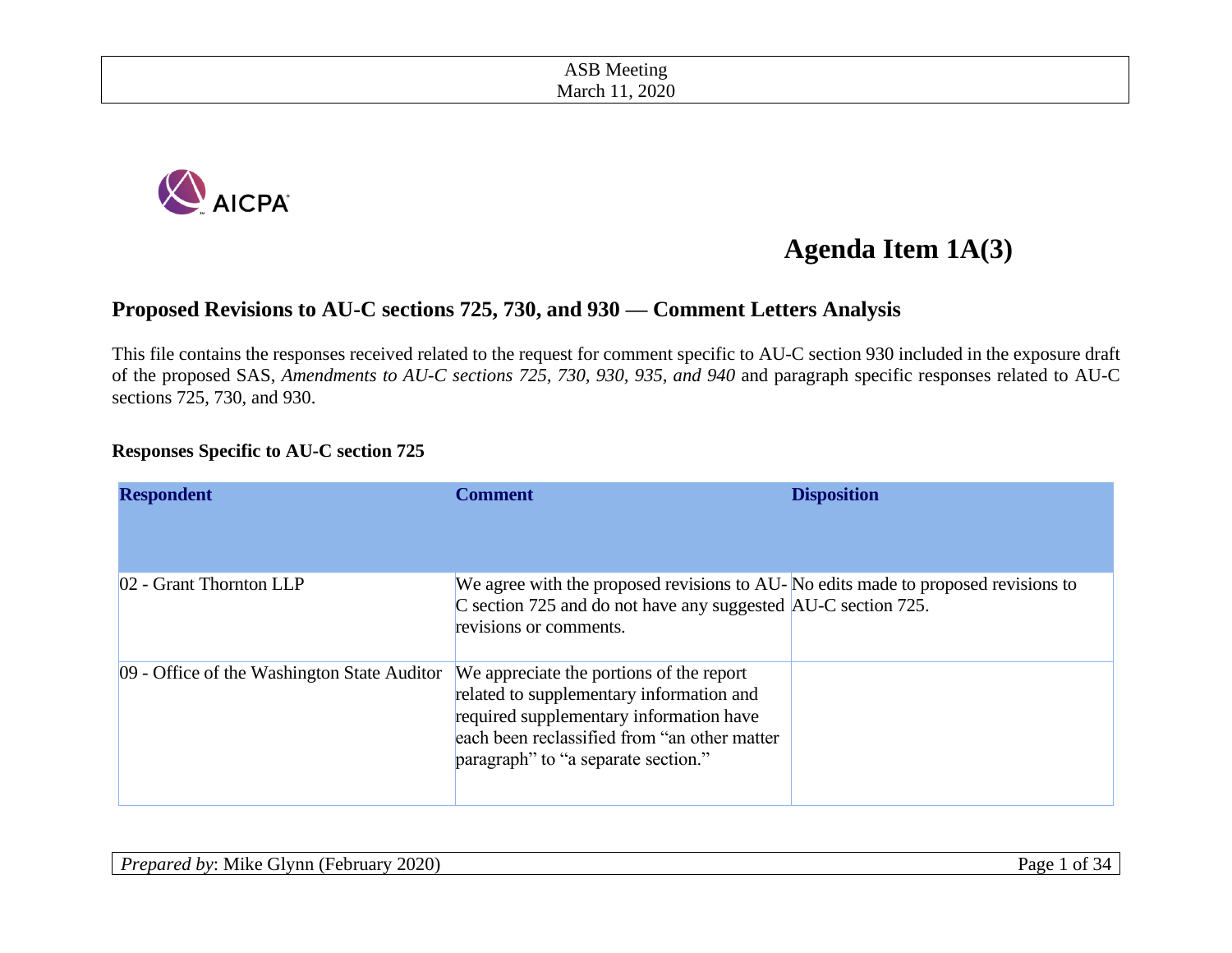ASB Meeting
March 11, 2020

# Agenda Item 1A(3)

## Proposed Revisions to AU-C sections 725, 730, and 930 — Comment Letters Analysis

This file contains the responses received related to the request for comment specific to AU-C section 930 included in the exposure draft of the proposed SAS, *Amendments to AU-C sections 725, 730, 930, 935, and 940* and paragraph specific responses related to AU-C sections 725, 730, and 930.

### Responses Specific to AU-C section 725

| Respondent | Comment | Disposition |
|---|---|---|
| 02 - Grant Thornton LLP | We agree with the proposed revisions to AU-C section 725 and do not have any suggested revisions or comments. | No edits made to proposed revisions to AU-C section 725. |
| 09 - Office of the Washington State Auditor | We appreciate the portions of the report related to supplementary information and required supplementary information have each been reclassified from "an other matter paragraph" to "a separate section." | |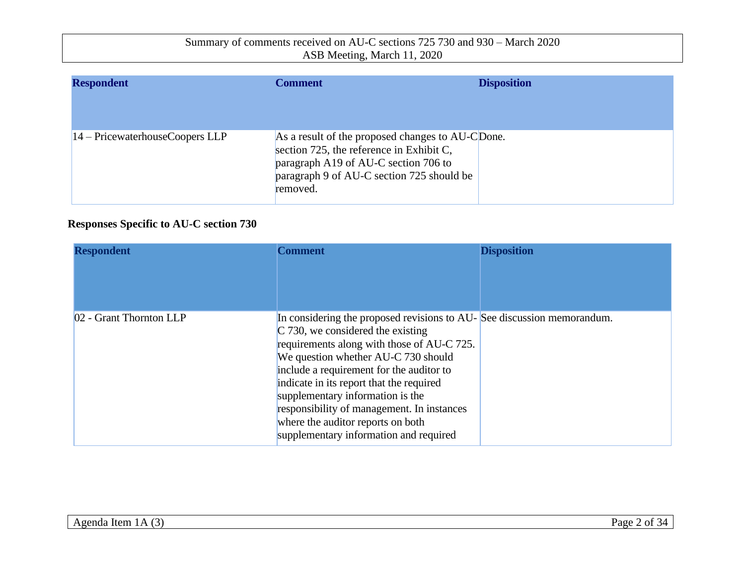| Respondent | Comment | Disposition |
| --- | --- | --- |
| 14 – PricewaterhouseCoopers LLP | As a result of the proposed changes to AU-C section 725, the reference in Exhibit C, paragraph A19 of AU-C section 706 to paragraph 9 of AU-C section 725 should be removed. | Done. |

**Responses Specific to AU-C section 730**

| Respondent | Comment | Disposition |
| --- | --- | --- |
| 02 - Grant Thornton LLP | In considering the proposed revisions to AU-C 730, we considered the existing requirements along with those of AU-C 725. We question whether AU-C 730 should include a requirement for the auditor to indicate in its report that the required supplementary information is the responsibility of management. In instances where the auditor reports on both supplementary information and required | See discussion memorandum. |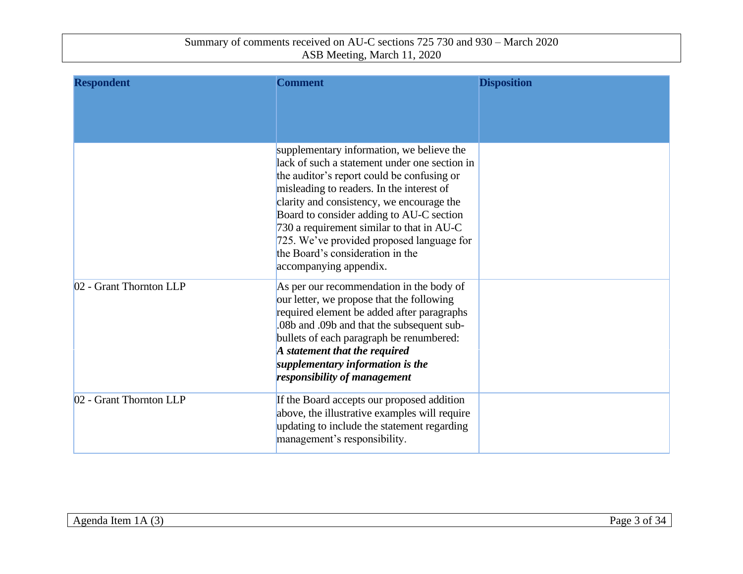| Respondent | Comment | Disposition |
|---|---|---|
| | supplementary information, we believe the lack of such a statement under one section in the auditor's report could be confusing or misleading to readers. In the interest of clarity and consistency, we encourage the Board to consider adding to AU-C section 730 a requirement similar to that in AU-C 725. We've provided proposed language for the Board's consideration in the accompanying appendix. | |
| 02 - Grant Thornton LLP | As per our recommendation in the body of our letter, we propose that the following required element be added after paragraphs .08b and .09b and that the subsequent sub-bullets of each paragraph be renumbered: ***A statement that the required supplementary information is the responsibility of management*** | |
| 02 - Grant Thornton LLP | If the Board accepts our proposed addition above, the illustrative examples will require updating to include the statement regarding management's responsibility. | |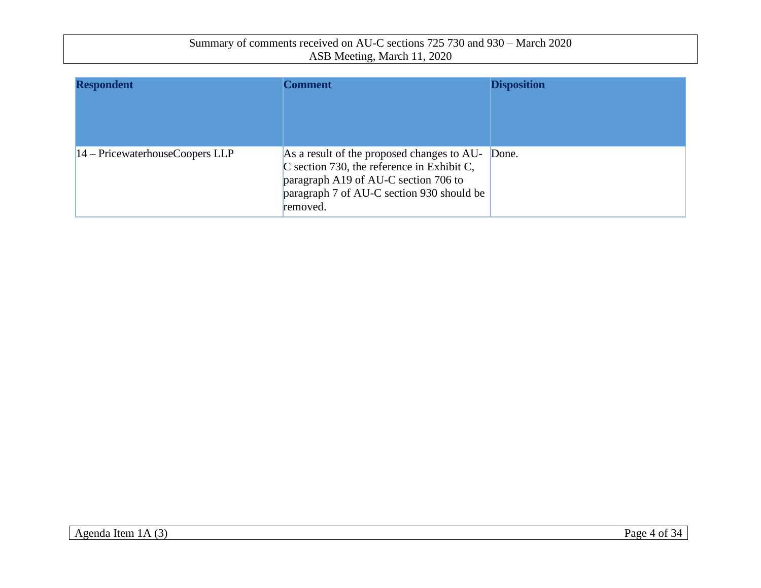| Respondent | Comment | Disposition |
|---|---|---|
| 14 – PricewaterhouseCoopers LLP | As a result of the proposed changes to AU-C section 730, the reference in Exhibit C, paragraph A19 of AU-C section 706 to paragraph 7 of AU-C section 930 should be removed. | Done. |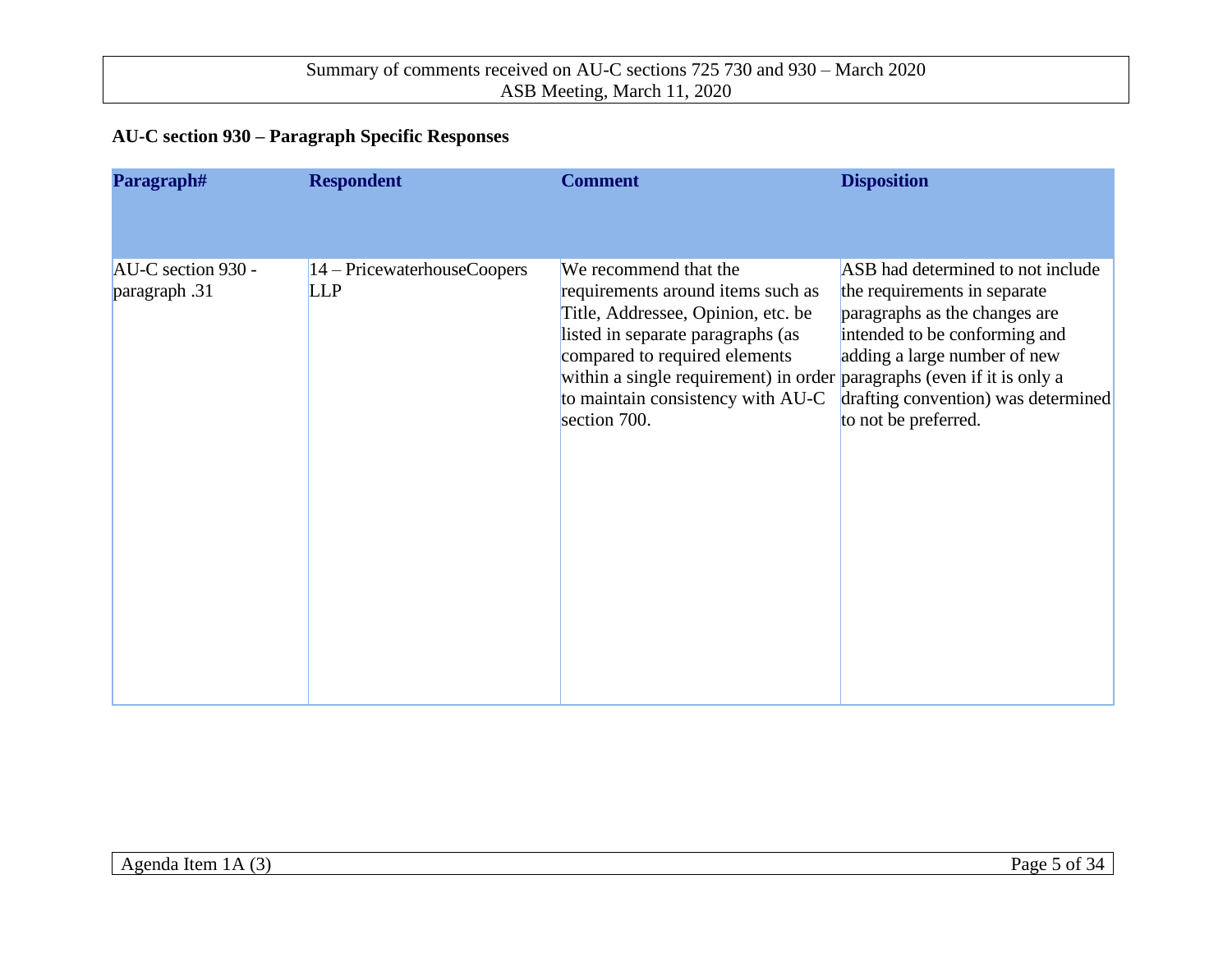**AU-C section 930 – Paragraph Specific Responses**

| Paragraph# | Respondent | Comment | Disposition |
|---|---|---|---|
| AU-C section 930 - paragraph .31 | 14 – PricewaterhouseCoopers LLP | We recommend that the requirements around items such as Title, Addressee, Opinion, etc. be listed in separate paragraphs (as compared to required elements within a single requirement) in order to maintain consistency with AU-C section 700. | ASB had determined to not include the requirements in separate paragraphs as the changes are intended to be conforming and adding a large number of new paragraphs (even if it is only a drafting convention) was determined to not be preferred. |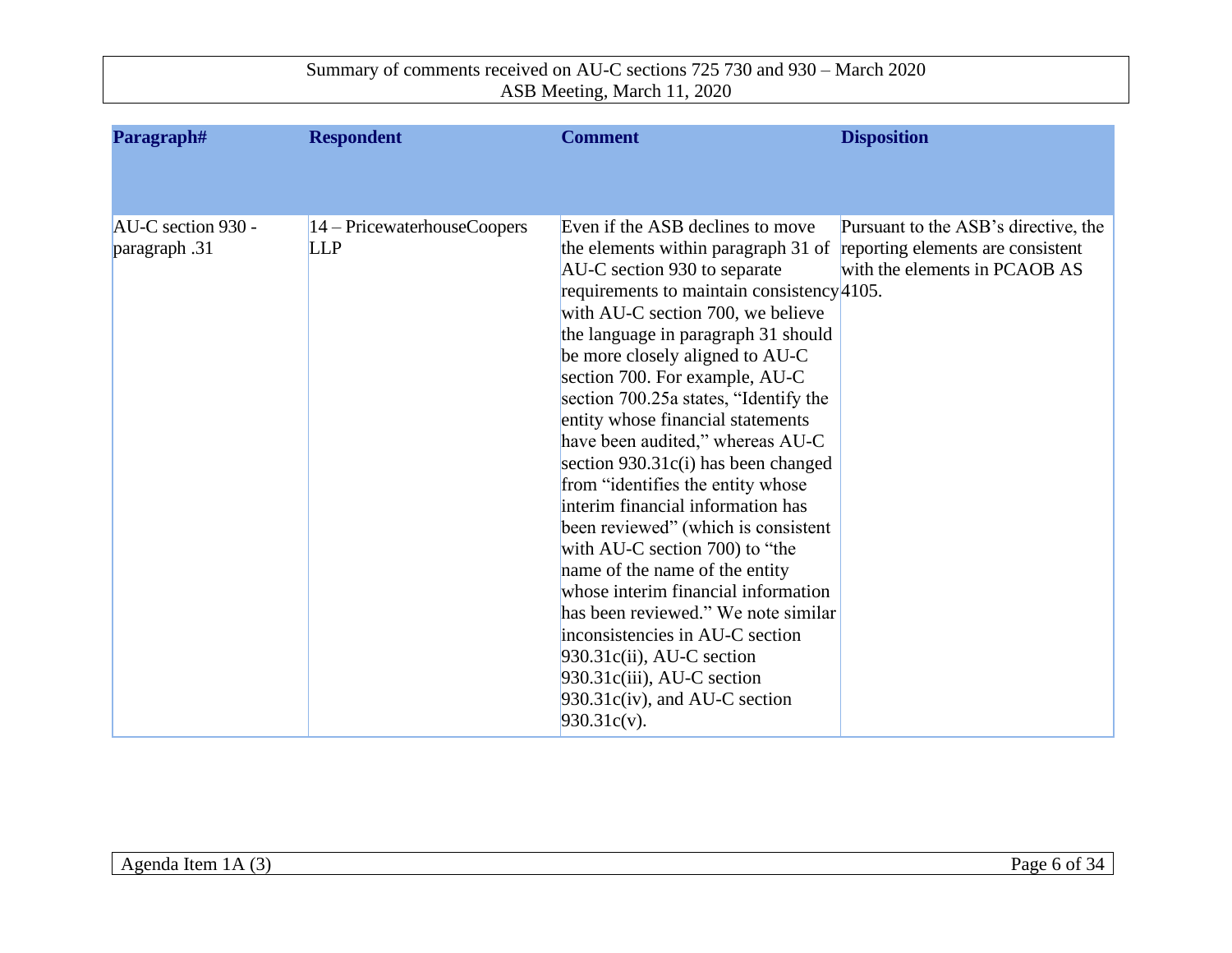Summary of comments received on AU-C sections 725 730 and 930 – March 2020
ASB Meeting, March 11, 2020

| Paragraph# | Respondent | Comment | Disposition |
|---|---|---|---|
| AU-C section 930 - paragraph .31 | 14 – PricewaterhouseCoopers LLP | Even if the ASB declines to move the elements within paragraph 31 of AU-C section 930 to separate requirements to maintain consistency with AU-C section 700, we believe the language in paragraph 31 should be more closely aligned to AU-C section 700. For example, AU-C section 700.25a states, "Identify the entity whose financial statements have been audited," whereas AU-C section 930.31c(i) has been changed from "identifies the entity whose interim financial information has been reviewed" (which is consistent with AU-C section 700) to "the name of the name of the entity whose interim financial information has been reviewed." We note similar inconsistencies in AU-C section 930.31c(ii), AU-C section 930.31c(iii), AU-C section 930.31c(iv), and AU-C section 930.31c(v). | Pursuant to the ASB's directive, the reporting elements are consistent with the elements in PCAOB AS 4105. |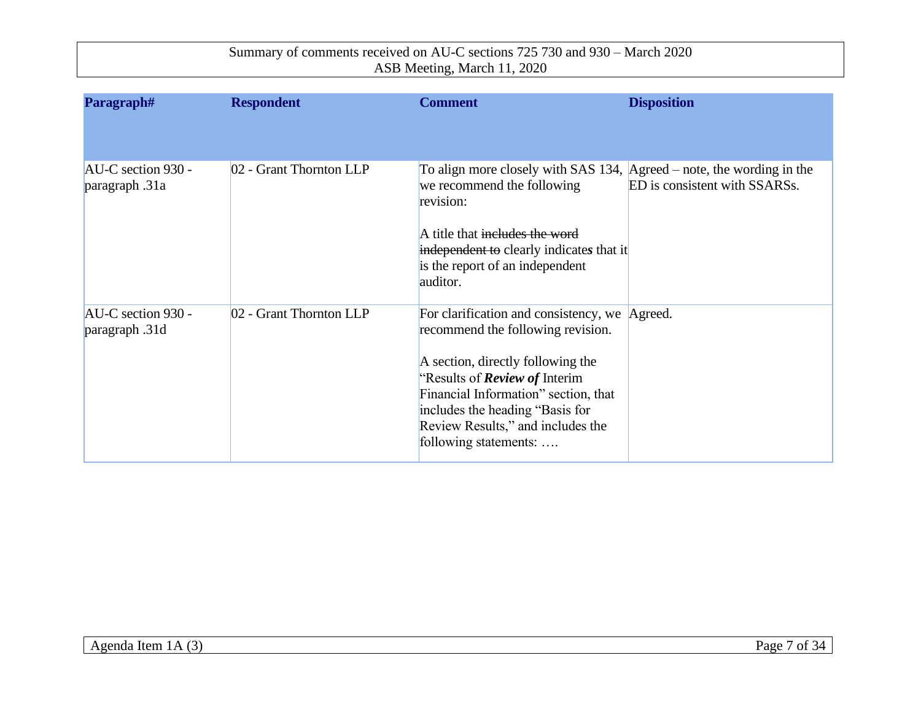| Paragraph# | Respondent | Comment | Disposition |
|---|---|---|---|
| AU-C section 930 - paragraph .31a | 02 - Grant Thornton LLP | To align more closely with SAS 134, we recommend the following revision:<br><br>A title that ~~includes the word independent to~~ clearly indicate***s*** that it is the report of an independent auditor. | Agreed – note, the wording in the ED is consistent with SSARSs. |
| AU-C section 930 - paragraph .31d | 02 - Grant Thornton LLP | For clarification and consistency, we recommend the following revision.<br><br>A section, directly following the "Results of ***Review of*** Interim Financial Information" section, that includes the heading "Basis for Review Results," and includes the following statements: …. | Agreed. |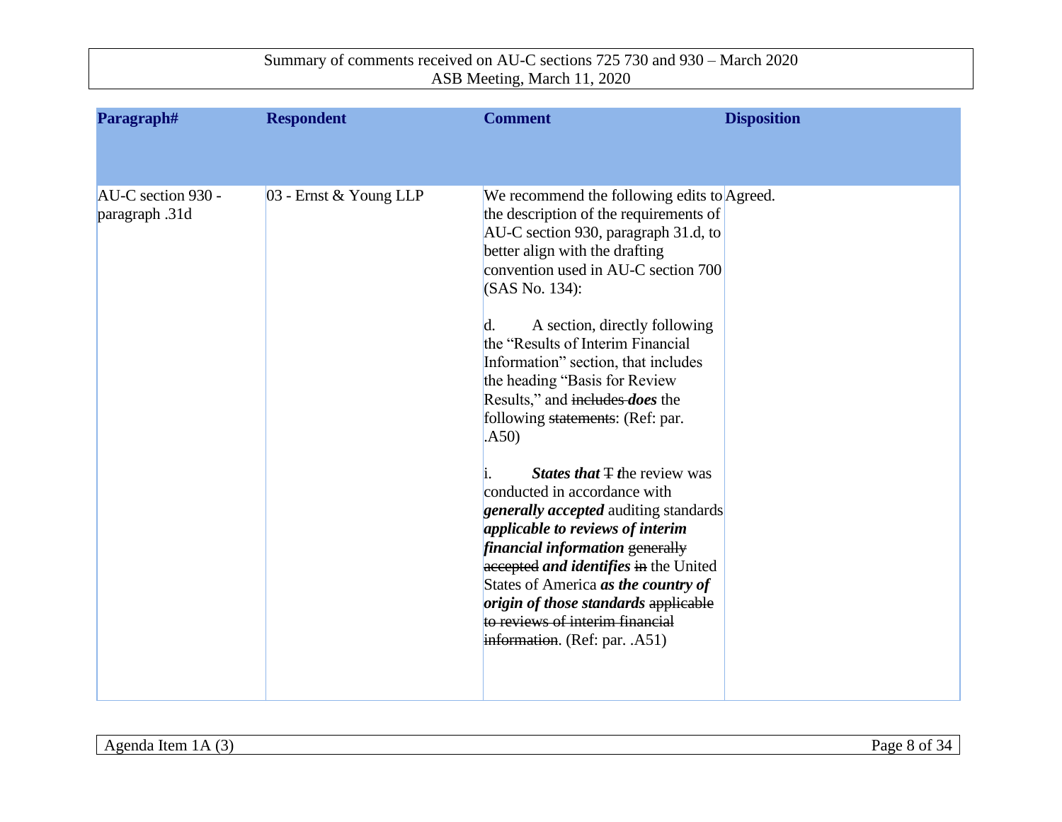| Paragraph# | Respondent | Comment | Disposition |
|---|---|---|---|
| AU-C section 930 - paragraph .31d | 03 - Ernst & Young LLP | We recommend the following edits to the description of the requirements of AU-C section 930, paragraph 31.d, to better align with the drafting convention used in AU-C section 700 (SAS No. 134):<br><br>d. A section, directly following the "Results of Interim Financial Information" section, that includes the heading "Basis for Review Results," and ~~includes~~ ***does*** the following ~~statements~~: (Ref: par. .A50)<br><br>i. ***States that*** ~~T~~ ***t***he review was conducted in accordance with ***generally accepted*** auditing standards ***applicable to reviews of interim financial information*** ~~generally accepted~~ ***and identifies*** ~~in~~ the United States of America ***as the country of origin of those standards*** ~~applicable to reviews of interim financial information~~. (Ref: par. .A51) | Agreed. |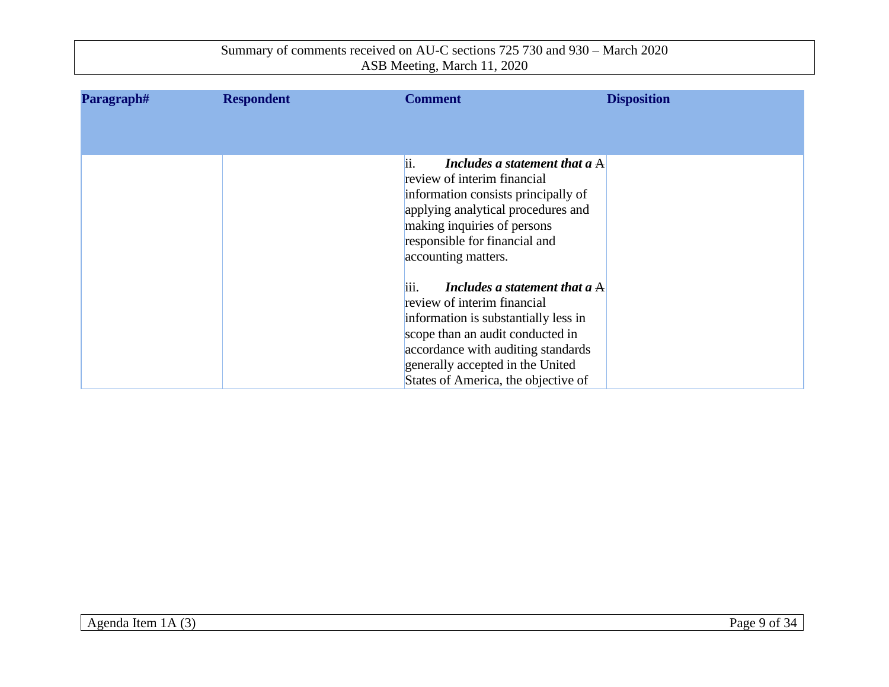| Paragraph# | Respondent | Comment | Disposition |
|---|---|---|---|
| | | ii. ***Includes a statement that a*** ~~A~~ review of interim financial information consists principally of applying analytical procedures and making inquiries of persons responsible for financial and accounting matters.<br><br>iii. ***Includes a statement that a*** ~~A~~ review of interim financial information is substantially less in scope than an audit conducted in accordance with auditing standards generally accepted in the United States of America, the objective of | |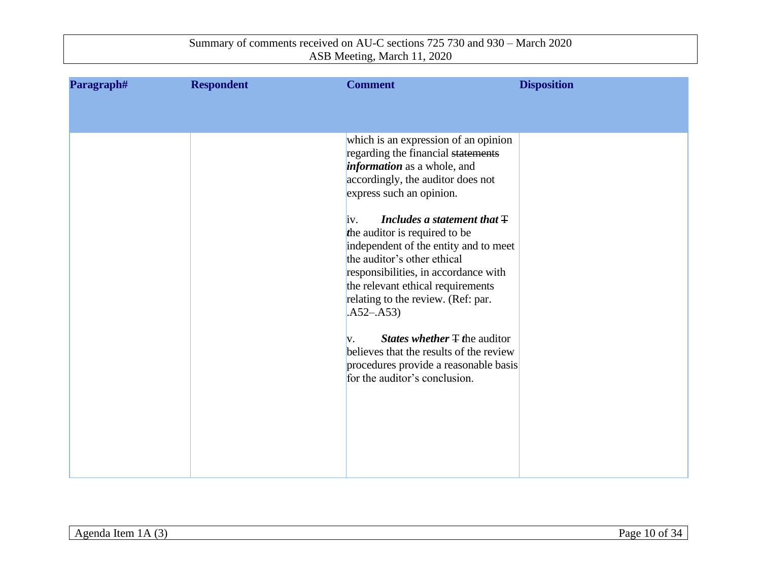| Paragraph# | Respondent | Comment | Disposition |
|---|---|---|---|
| | | which is an expression of an opinion regarding the financial ~~statements~~ ***information*** as a whole, and accordingly, the auditor does not express such an opinion.<br><br>iv. ***Includes a statement that*** ~~T~~ ***t***he auditor is required to be independent of the entity and to meet the auditor's other ethical responsibilities, in accordance with the relevant ethical requirements relating to the review. (Ref: par. .A52–.A53)<br><br>v. ***States whether*** ~~T~~ ***t***he auditor believes that the results of the review procedures provide a reasonable basis for the auditor's conclusion. | |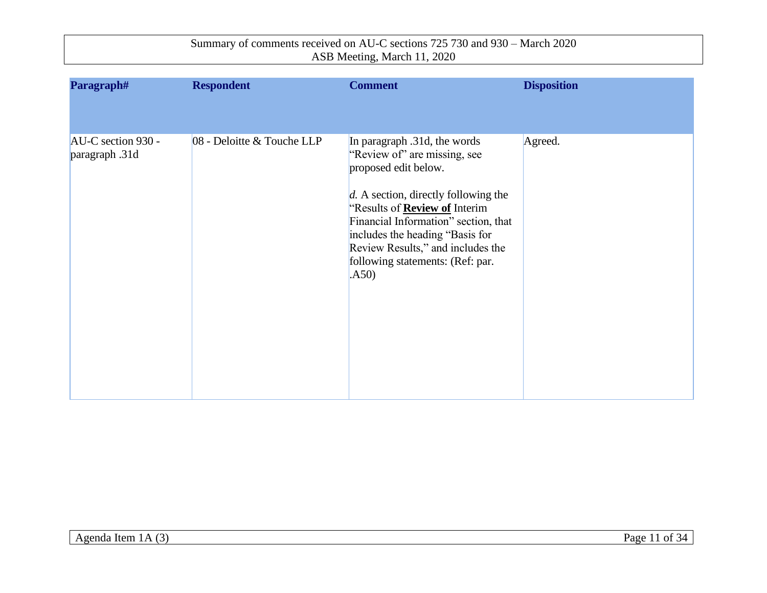| Paragraph# | Respondent | Comment | Disposition |
| --- | --- | --- | --- |
| AU-C section 930 - paragraph .31d | 08 - Deloitte & Touche LLP | In paragraph .31d, the words "Review of" are missing, see proposed edit below.<br><br>*d.* A section, directly following the "Results of **Review of** Interim Financial Information" section, that includes the heading "Basis for Review Results," and includes the following statements: (Ref: par. .A50) | Agreed. |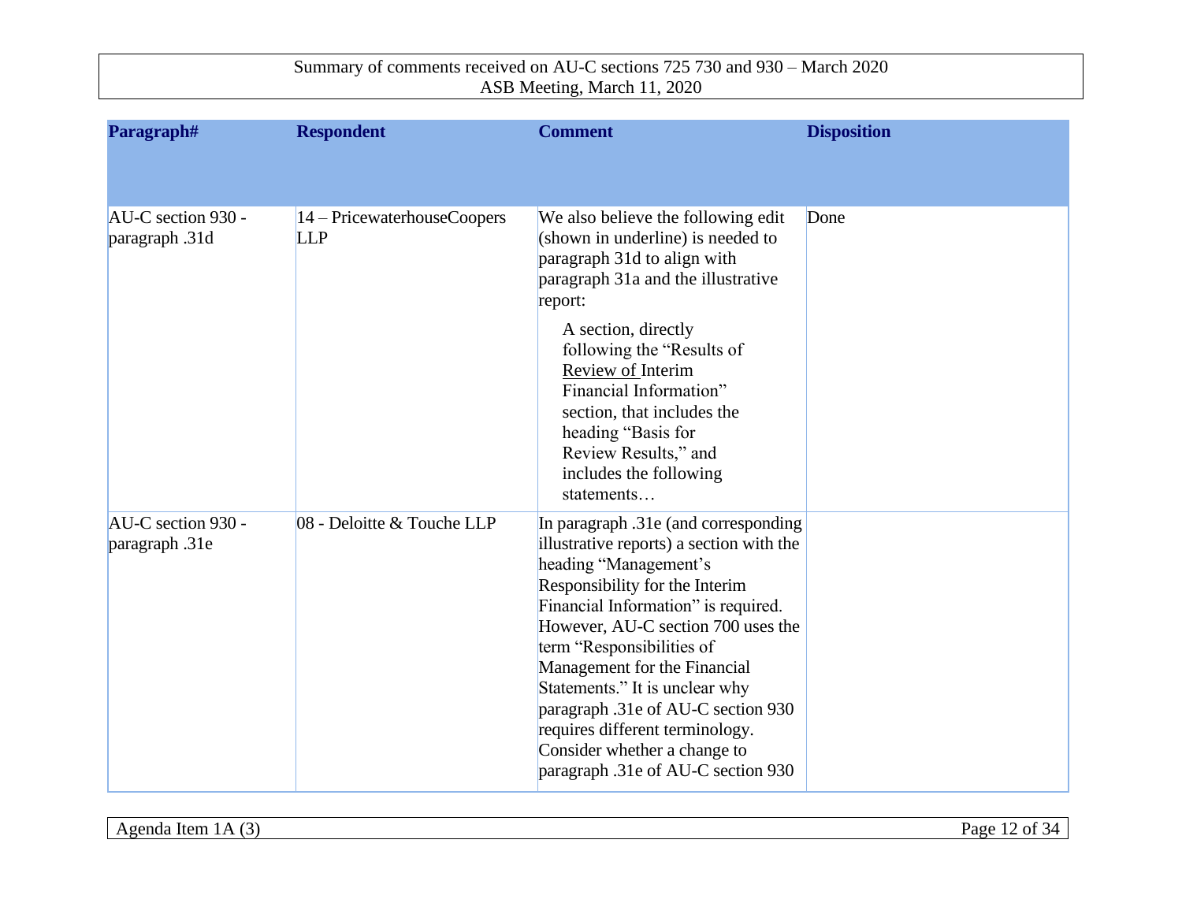| Paragraph# | Respondent | Comment | Disposition |
|---|---|---|---|
| AU-C section 930 - paragraph .31d | 14 – PricewaterhouseCoopers LLP | We also believe the following edit (shown in underline) is needed to paragraph 31d to align with paragraph 31a and the illustrative report:<br><br>A section, directly following the "Results of <u>Review of</u> Interim Financial Information" section, that includes the heading "Basis for Review Results," and includes the following statements… | Done |
| AU-C section 930 - paragraph .31e | 08 - Deloitte & Touche LLP | In paragraph .31e (and corresponding illustrative reports) a section with the heading "Management's Responsibility for the Interim Financial Information" is required. However, AU-C section 700 uses the term "Responsibilities of Management for the Financial Statements." It is unclear why paragraph .31e of AU-C section 930 requires different terminology. Consider whether a change to paragraph .31e of AU-C section 930 | |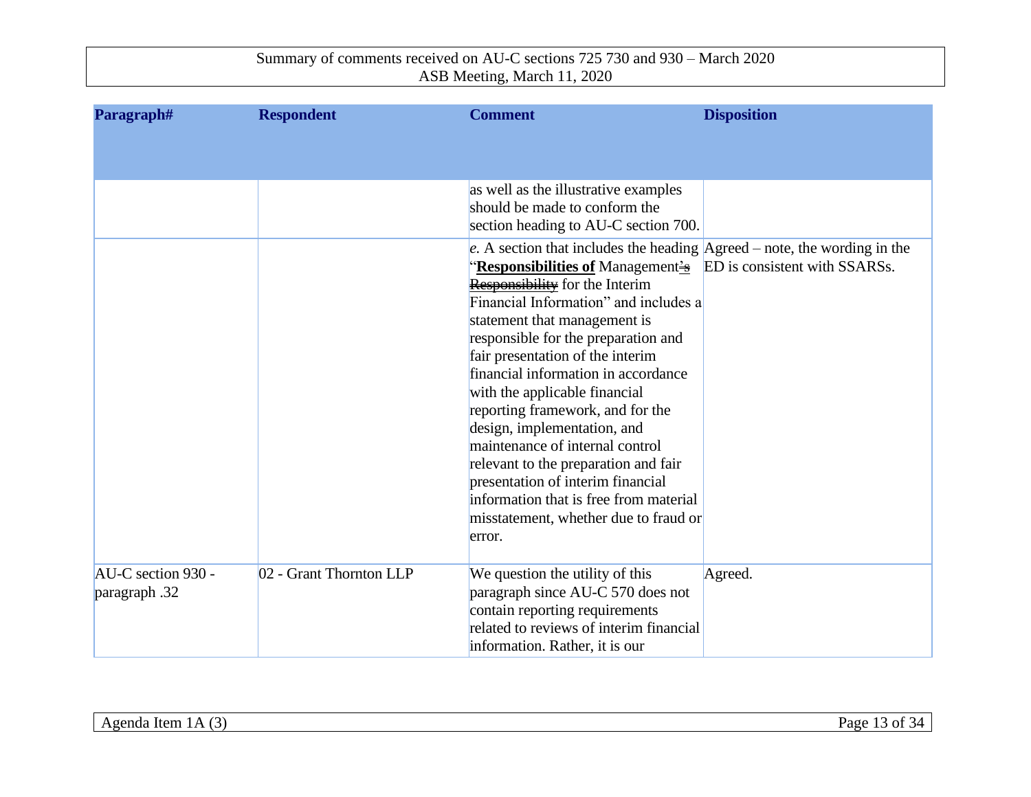| Paragraph# | Respondent | Comment | Disposition |
|---|---|---|---|
| | | as well as the illustrative examples should be made to conform the section heading to AU-C section 700. | |
| | | *e.* A section that includes the heading "**Responsibilities of** Management~~'s~~ ~~Responsibility~~ for the Interim Financial Information" and includes a statement that management is responsible for the preparation and fair presentation of the interim financial information in accordance with the applicable financial reporting framework, and for the design, implementation, and maintenance of internal control relevant to the preparation and fair presentation of interim financial information that is free from material misstatement, whether due to fraud or error. | Agreed – note, the wording in the ED is consistent with SSARSs. |
| AU-C section 930 - paragraph .32 | 02 - Grant Thornton LLP | We question the utility of this paragraph since AU-C 570 does not contain reporting requirements related to reviews of interim financial information. Rather, it is our | Agreed. |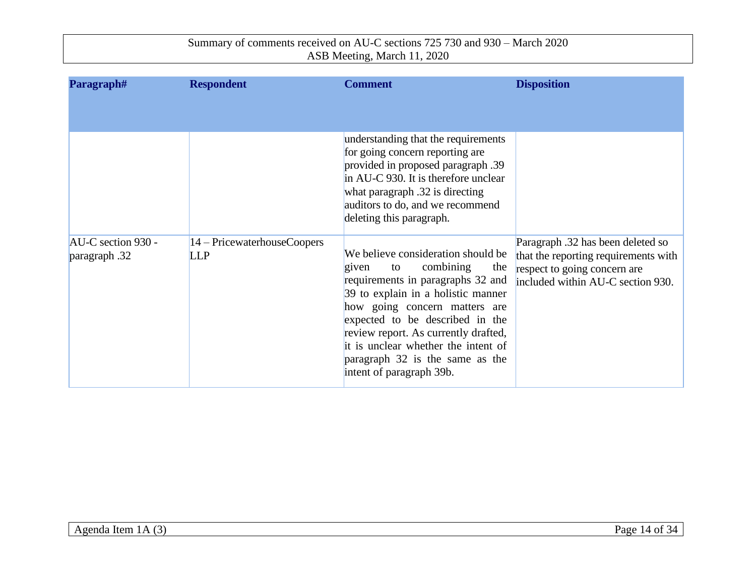| Paragraph# | Respondent | Comment | Disposition |
|---|---|---|---|
| | | understanding that the requirements for going concern reporting are provided in proposed paragraph .39 in AU-C 930. It is therefore unclear what paragraph .32 is directing auditors to do, and we recommend deleting this paragraph. | |
| AU-C section 930 - paragraph .32 | 14 – PricewaterhouseCoopers LLP | We believe consideration should be given to combining the requirements in paragraphs 32 and 39 to explain in a holistic manner how going concern matters are expected to be described in the review report. As currently drafted, it is unclear whether the intent of paragraph 32 is the same as the intent of paragraph 39b. | Paragraph .32 has been deleted so that the reporting requirements with respect to going concern are included within AU-C section 930. |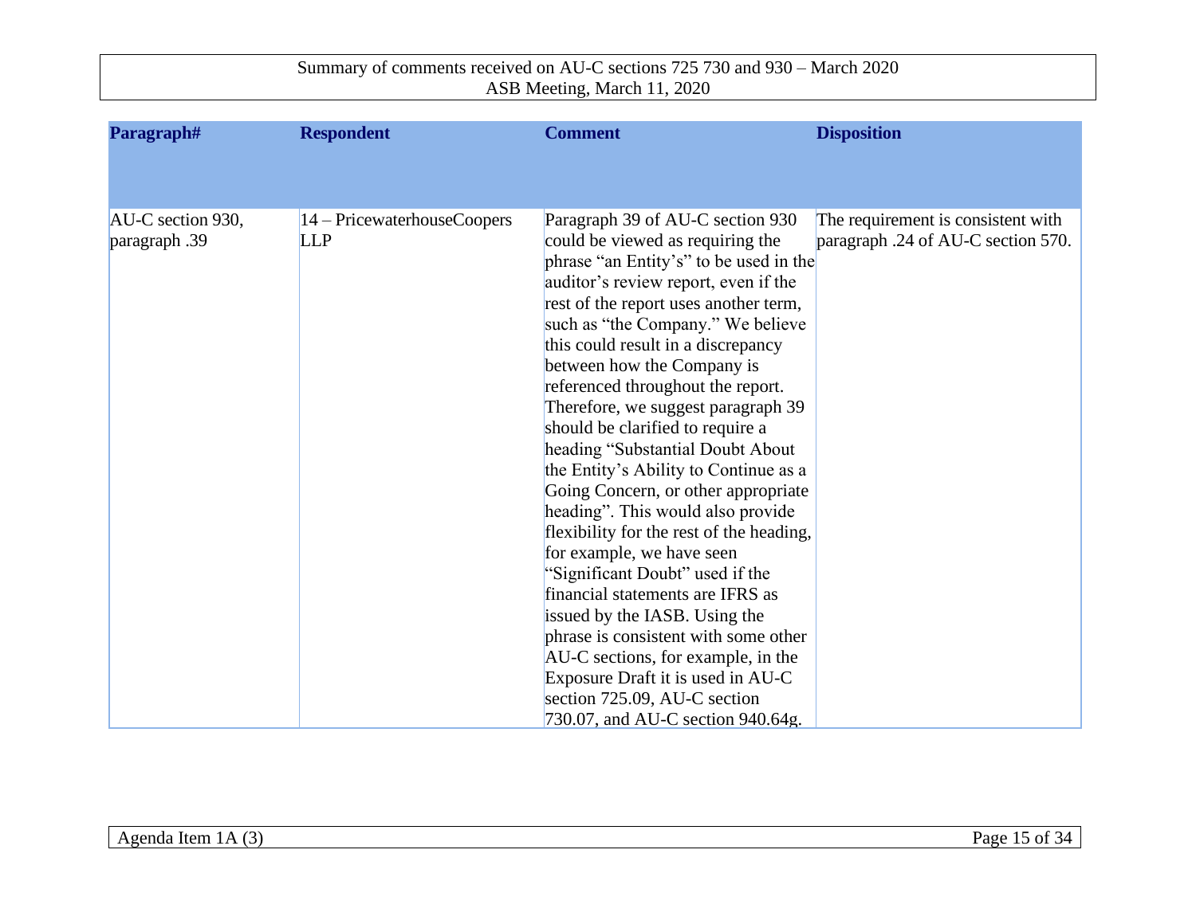| Paragraph# | Respondent | Comment | Disposition |
|---|---|---|---|
| AU-C section 930, paragraph .39 | 14 – PricewaterhouseCoopers LLP | Paragraph 39 of AU-C section 930 could be viewed as requiring the phrase "an Entity's" to be used in the auditor's review report, even if the rest of the report uses another term, such as "the Company." We believe this could result in a discrepancy between how the Company is referenced throughout the report. Therefore, we suggest paragraph 39 should be clarified to require a heading "Substantial Doubt About the Entity's Ability to Continue as a Going Concern, or other appropriate heading". This would also provide flexibility for the rest of the heading, for example, we have seen "Significant Doubt" used if the financial statements are IFRS as issued by the IASB. Using the phrase is consistent with some other AU-C sections, for example, in the Exposure Draft it is used in AU-C section 725.09, AU-C section 730.07, and AU-C section 940.64g. | The requirement is consistent with paragraph .24 of AU-C section 570. |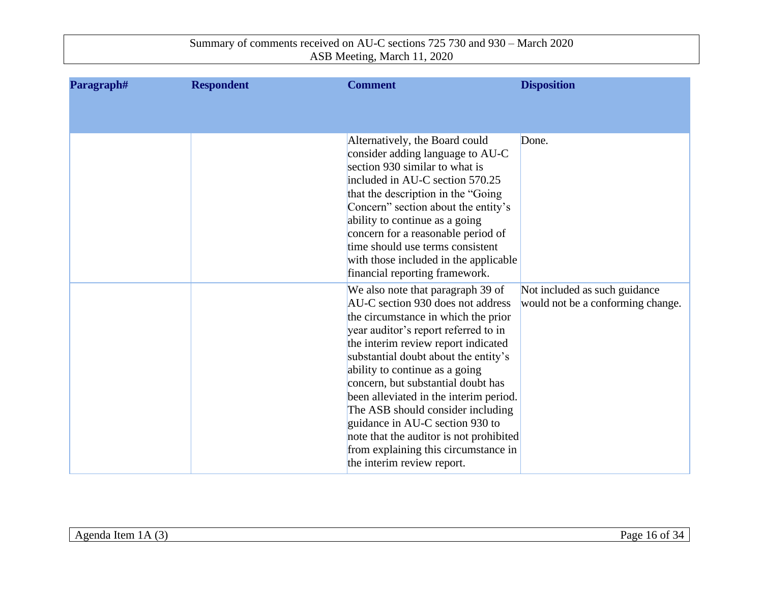| Paragraph# | Respondent | Comment | Disposition |
|---|---|---|---|
| | | Alternatively, the Board could consider adding language to AU-C section 930 similar to what is included in AU-C section 570.25 that the description in the "Going Concern" section about the entity's ability to continue as a going concern for a reasonable period of time should use terms consistent with those included in the applicable financial reporting framework. | Done. |
| | | We also note that paragraph 39 of AU-C section 930 does not address the circumstance in which the prior year auditor's report referred to in the interim review report indicated substantial doubt about the entity's ability to continue as a going concern, but substantial doubt has been alleviated in the interim period. The ASB should consider including guidance in AU-C section 930 to note that the auditor is not prohibited from explaining this circumstance in the interim review report. | Not included as such guidance would not be a conforming change. |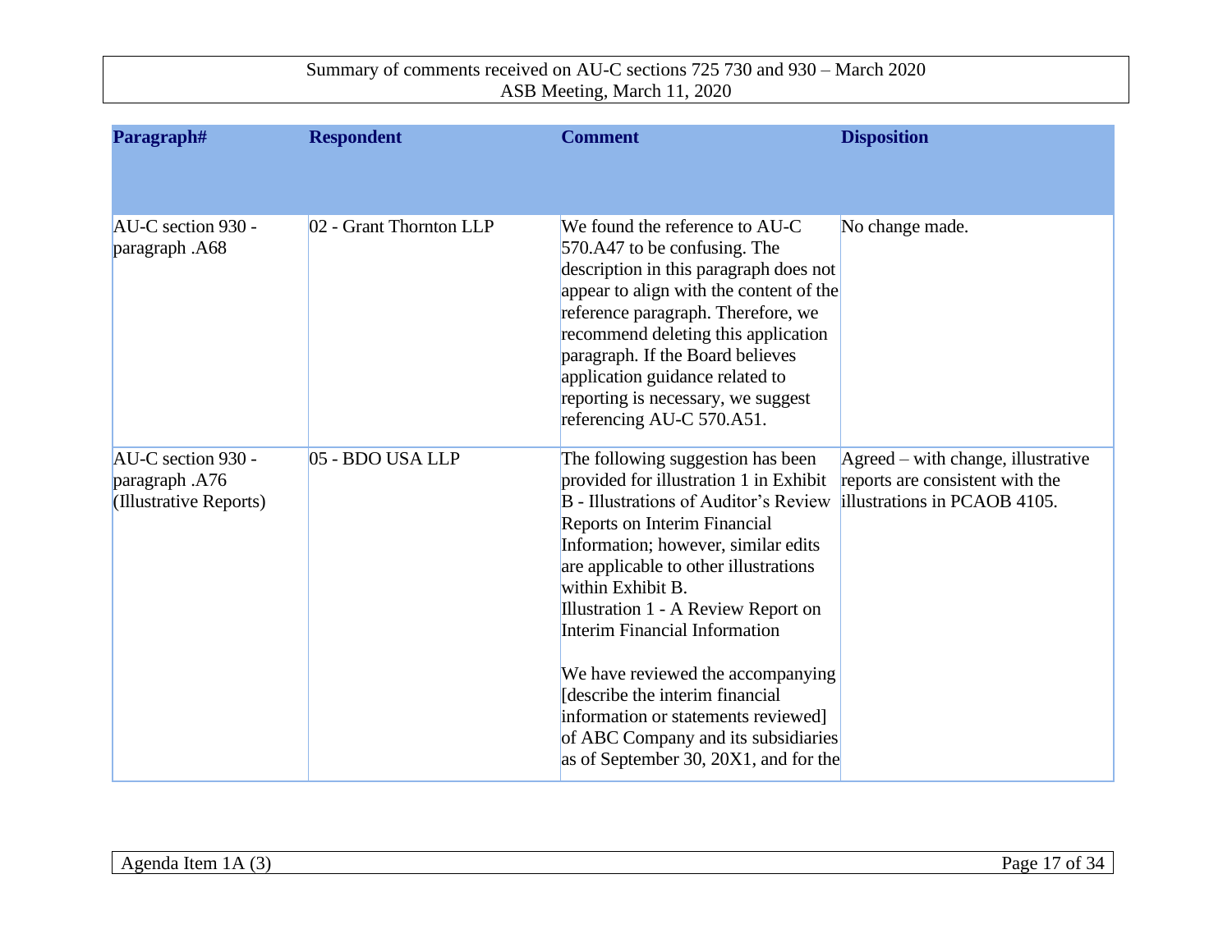| Paragraph# | Respondent | Comment | Disposition |
|---|---|---|---|
| AU-C section 930 - paragraph .A68 | 02 - Grant Thornton LLP | We found the reference to AU-C 570.A47 to be confusing. The description in this paragraph does not appear to align with the content of the reference paragraph. Therefore, we recommend deleting this application paragraph. If the Board believes application guidance related to reporting is necessary, we suggest referencing AU-C 570.A51. | No change made. |
| AU-C section 930 - paragraph .A76 (Illustrative Reports) | 05 - BDO USA LLP | The following suggestion has been provided for illustration 1 in Exhibit B - Illustrations of Auditor's Review Reports on Interim Financial Information; however, similar edits are applicable to other illustrations within Exhibit B.<br>Illustration 1 - A Review Report on Interim Financial Information<br><br>We have reviewed the accompanying [describe the interim financial information or statements reviewed] of ABC Company and its subsidiaries as of September 30, 20X1, and for the | Agreed – with change, illustrative reports are consistent with the illustrations in PCAOB 4105. |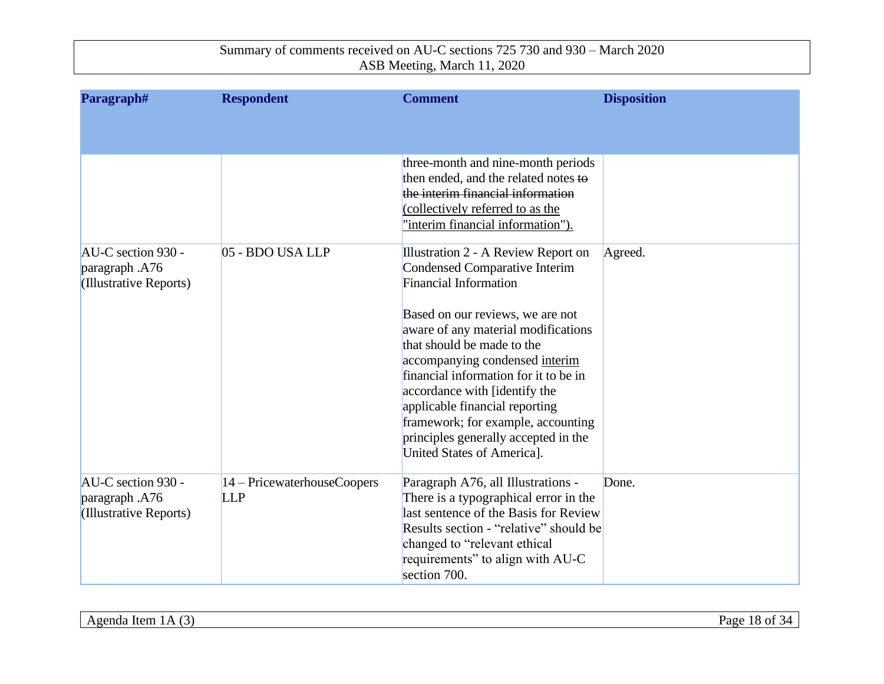| Paragraph# | Respondent | Comment | Disposition |
|---|---|---|---|
| | | three-month and nine-month periods then ended, and the related notes ~~to the interim financial information~~ <u>(collectively referred to as the "interim financial information").</u> | |
| AU-C section 930 - paragraph .A76 (Illustrative Reports) | 05 - BDO USA LLP | Illustration 2 - A Review Report on Condensed Comparative Interim Financial Information<br><br>Based on our reviews, we are not aware of any material modifications that should be made to the accompanying condensed <u>interim</u> financial information for it to be in accordance with [identify the applicable financial reporting framework; for example, accounting principles generally accepted in the United States of America]. | Agreed. |
| AU-C section 930 - paragraph .A76 (Illustrative Reports) | 14 – PricewaterhouseCoopers LLP | Paragraph A76, all Illustrations - There is a typographical error in the last sentence of the Basis for Review Results section - "relative" should be changed to "relevant ethical requirements" to align with AU-C section 700. | Done. |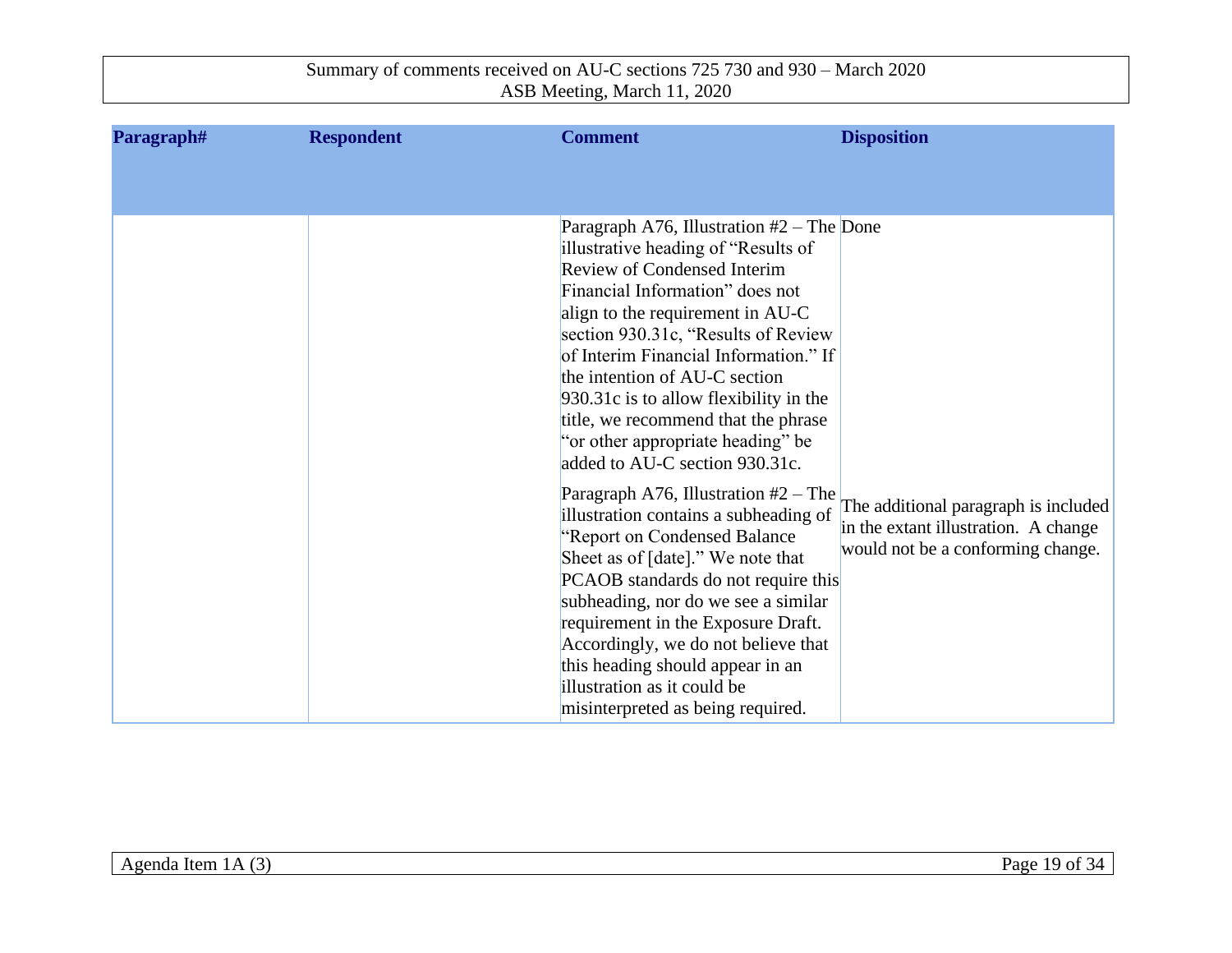| Paragraph# | Respondent | Comment | Disposition |
|---|---|---|---|
| | | Paragraph A76, Illustration #2 – The illustrative heading of "Results of Review of Condensed Interim Financial Information" does not align to the requirement in AU-C section 930.31c, "Results of Review of Interim Financial Information." If the intention of AU-C section 930.31c is to allow flexibility in the title, we recommend that the phrase "or other appropriate heading" be added to AU-C section 930.31c. | Done |
| | | Paragraph A76, Illustration #2 – The illustration contains a subheading of "Report on Condensed Balance Sheet as of [date]." We note that PCAOB standards do not require this subheading, nor do we see a similar requirement in the Exposure Draft. Accordingly, we do not believe that this heading should appear in an illustration as it could be misinterpreted as being required. | The additional paragraph is included in the extant illustration. A change would not be a conforming change. |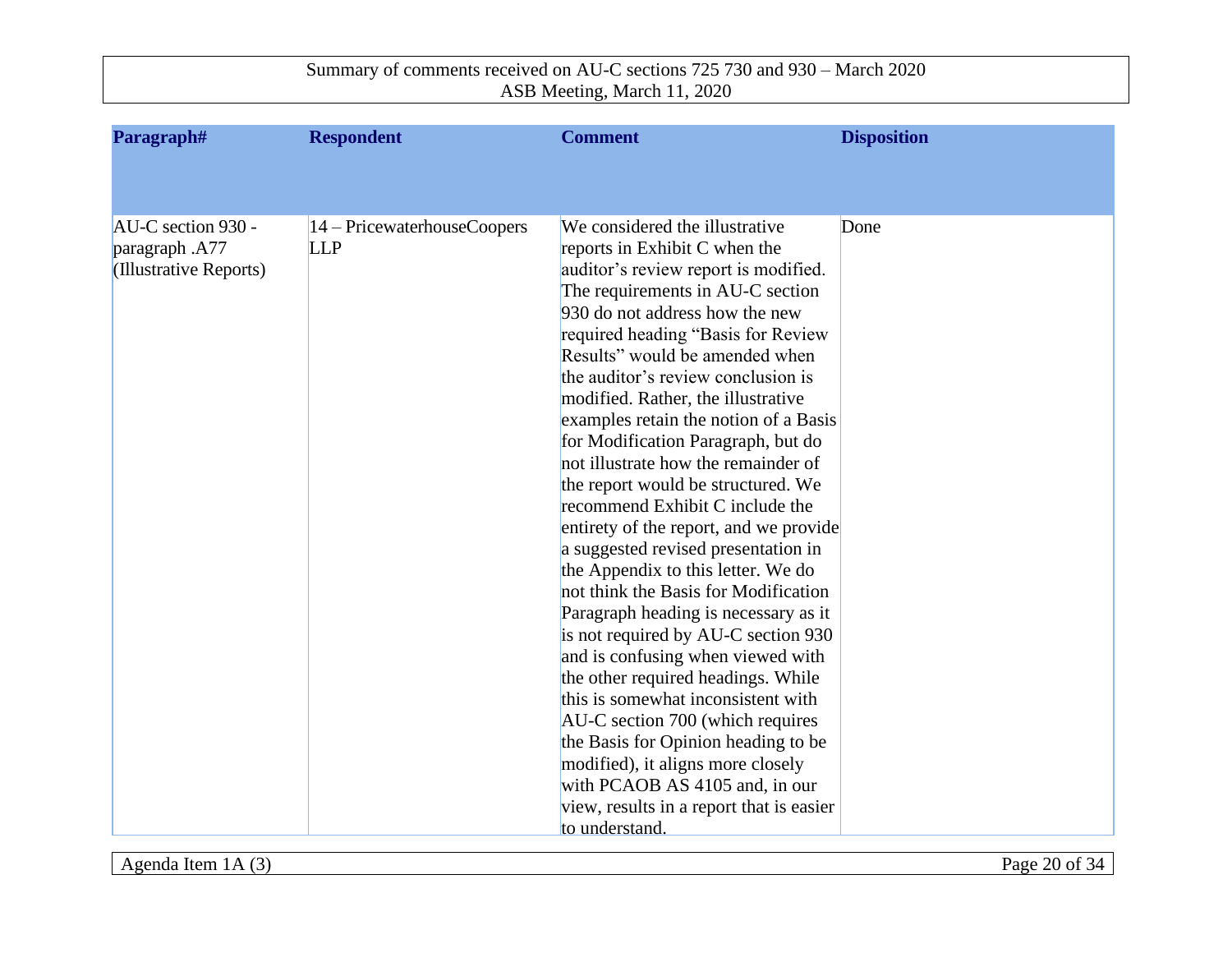| Paragraph# | Respondent | Comment | Disposition |
|---|---|---|---|
| AU-C section 930 - paragraph .A77 (Illustrative Reports) | 14 – PricewaterhouseCoopers LLP | We considered the illustrative reports in Exhibit C when the auditor's review report is modified. The requirements in AU-C section 930 do not address how the new required heading "Basis for Review Results" would be amended when the auditor's review conclusion is modified. Rather, the illustrative examples retain the notion of a Basis for Modification Paragraph, but do not illustrate how the remainder of the report would be structured. We recommend Exhibit C include the entirety of the report, and we provide a suggested revised presentation in the Appendix to this letter. We do not think the Basis for Modification Paragraph heading is necessary as it is not required by AU-C section 930 and is confusing when viewed with the other required headings. While this is somewhat inconsistent with AU-C section 700 (which requires the Basis for Opinion heading to be modified), it aligns more closely with PCAOB AS 4105 and, in our view, results in a report that is easier to understand. | Done |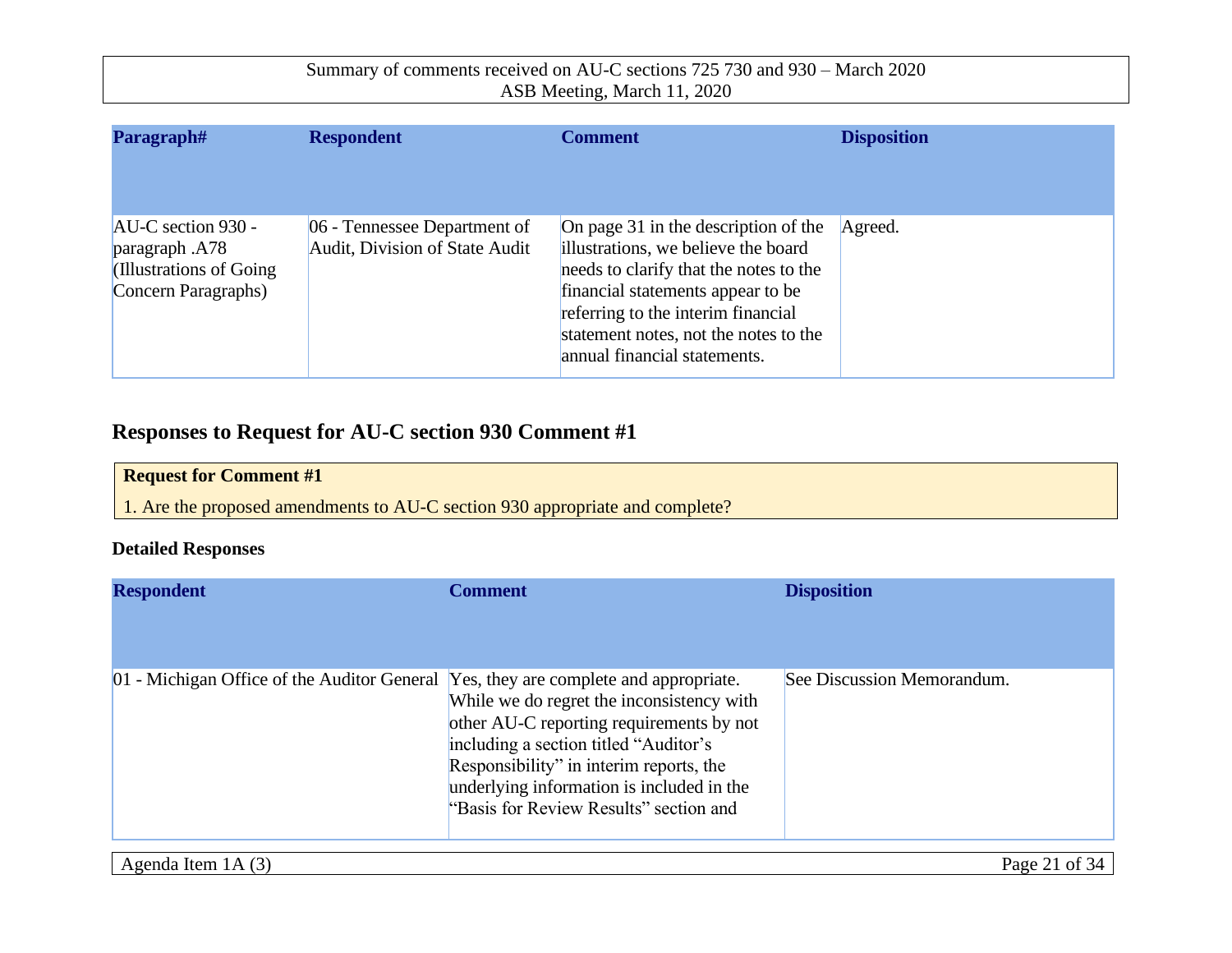| Paragraph# | Respondent | Comment | Disposition |
|---|---|---|---|
| AU-C section 930 - paragraph .A78 (Illustrations of Going Concern Paragraphs) | 06 - Tennessee Department of Audit, Division of State Audit | On page 31 in the description of the illustrations, we believe the board needs to clarify that the notes to the financial statements appear to be referring to the interim financial statement notes, not the notes to the annual financial statements. | Agreed. |

## Responses to Request for AU-C section 930 Comment #1

**Request for Comment #1**

1. Are the proposed amendments to AU-C section 930 appropriate and complete?

### Detailed Responses

| Respondent | Comment | Disposition |
|---|---|---|
| 01 - Michigan Office of the Auditor General | Yes, they are complete and appropriate. While we do regret the inconsistency with other AU-C reporting requirements by not including a section titled "Auditor's Responsibility" in interim reports, the underlying information is included in the "Basis for Review Results" section and | See Discussion Memorandum. |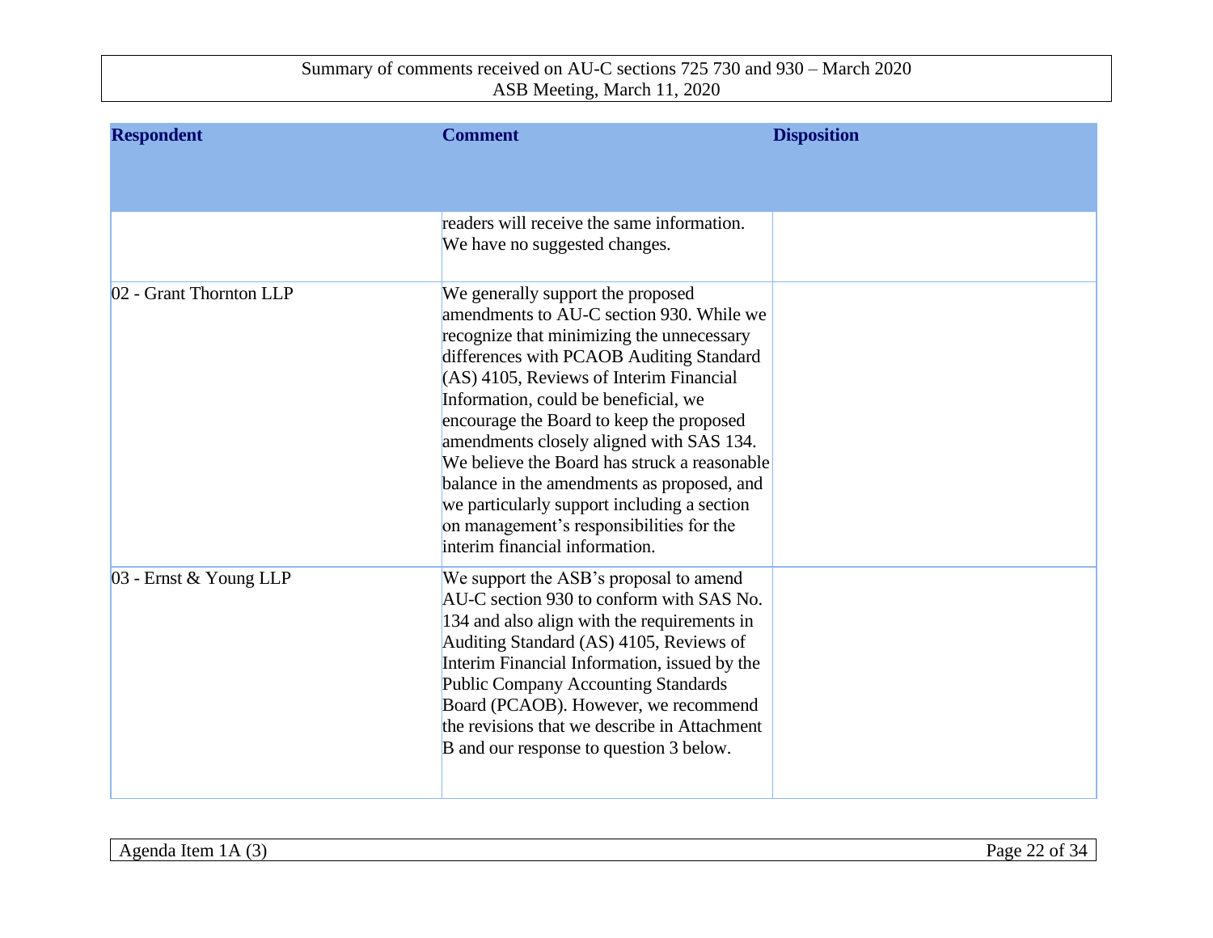| Respondent | Comment | Disposition |
|---|---|---|
| | readers will receive the same information. We have no suggested changes. | |
| 02 - Grant Thornton LLP | We generally support the proposed amendments to AU-C section 930. While we recognize that minimizing the unnecessary differences with PCAOB Auditing Standard (AS) 4105, Reviews of Interim Financial Information, could be beneficial, we encourage the Board to keep the proposed amendments closely aligned with SAS 134. We believe the Board has struck a reasonable balance in the amendments as proposed, and we particularly support including a section on management's responsibilities for the interim financial information. | |
| 03 - Ernst & Young LLP | We support the ASB's proposal to amend AU-C section 930 to conform with SAS No. 134 and also align with the requirements in Auditing Standard (AS) 4105, Reviews of Interim Financial Information, issued by the Public Company Accounting Standards Board (PCAOB). However, we recommend the revisions that we describe in Attachment B and our response to question 3 below. | |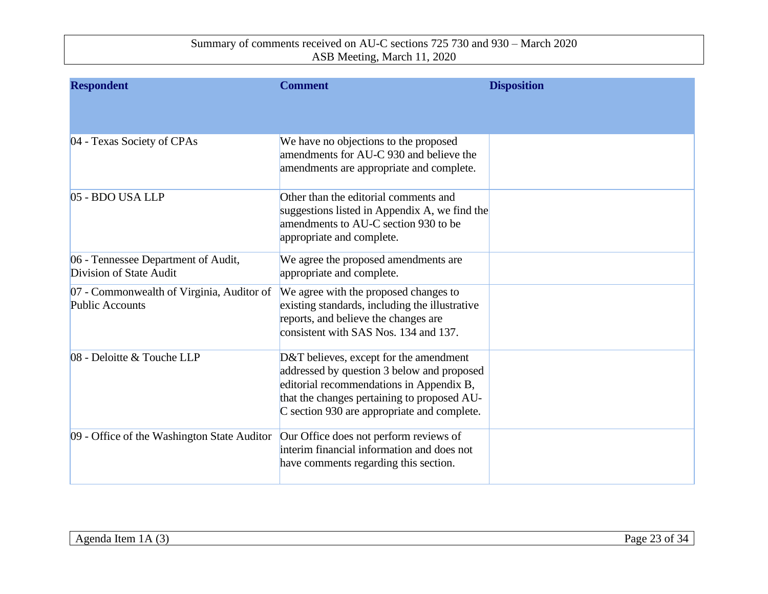| Respondent | Comment | Disposition |
|---|---|---|
| 04 - Texas Society of CPAs | We have no objections to the proposed amendments for AU-C 930 and believe the amendments are appropriate and complete. | |
| 05 - BDO USA LLP | Other than the editorial comments and suggestions listed in Appendix A, we find the amendments to AU-C section 930 to be appropriate and complete. | |
| 06 - Tennessee Department of Audit, Division of State Audit | We agree the proposed amendments are appropriate and complete. | |
| 07 - Commonwealth of Virginia, Auditor of Public Accounts | We agree with the proposed changes to existing standards, including the illustrative reports, and believe the changes are consistent with SAS Nos. 134 and 137. | |
| 08 - Deloitte & Touche LLP | D&T believes, except for the amendment addressed by question 3 below and proposed editorial recommendations in Appendix B, that the changes pertaining to proposed AU-C section 930 are appropriate and complete. | |
| 09 - Office of the Washington State Auditor | Our Office does not perform reviews of interim financial information and does not have comments regarding this section. | |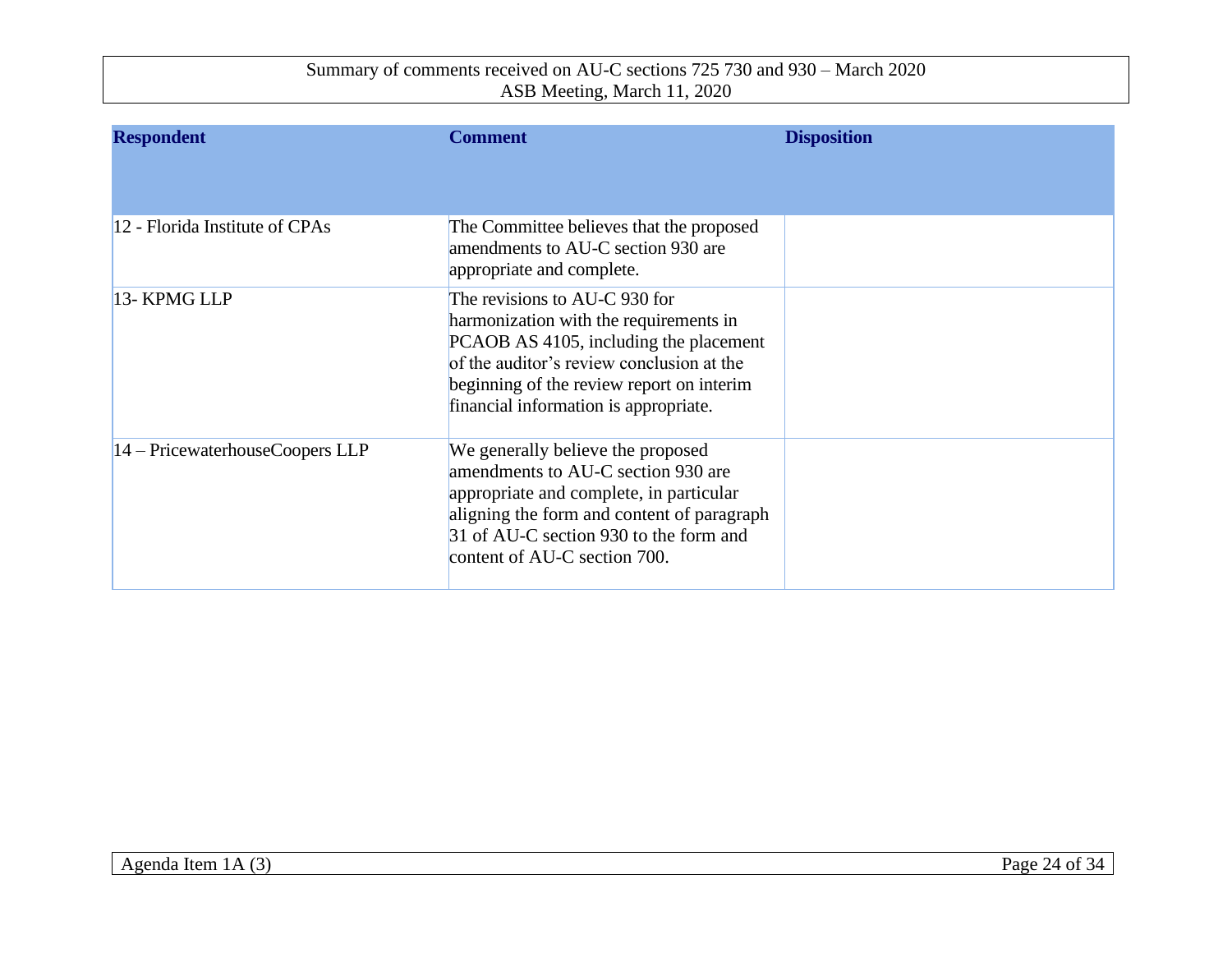| Respondent | Comment | Disposition |
|---|---|---|
| 12 - Florida Institute of CPAs | The Committee believes that the proposed amendments to AU-C section 930 are appropriate and complete. | |
| 13- KPMG LLP | The revisions to AU-C 930 for harmonization with the requirements in PCAOB AS 4105, including the placement of the auditor's review conclusion at the beginning of the review report on interim financial information is appropriate. | |
| 14 – PricewaterhouseCoopers LLP | We generally believe the proposed amendments to AU-C section 930 are appropriate and complete, in particular aligning the form and content of paragraph 31 of AU-C section 930 to the form and content of AU-C section 700. | |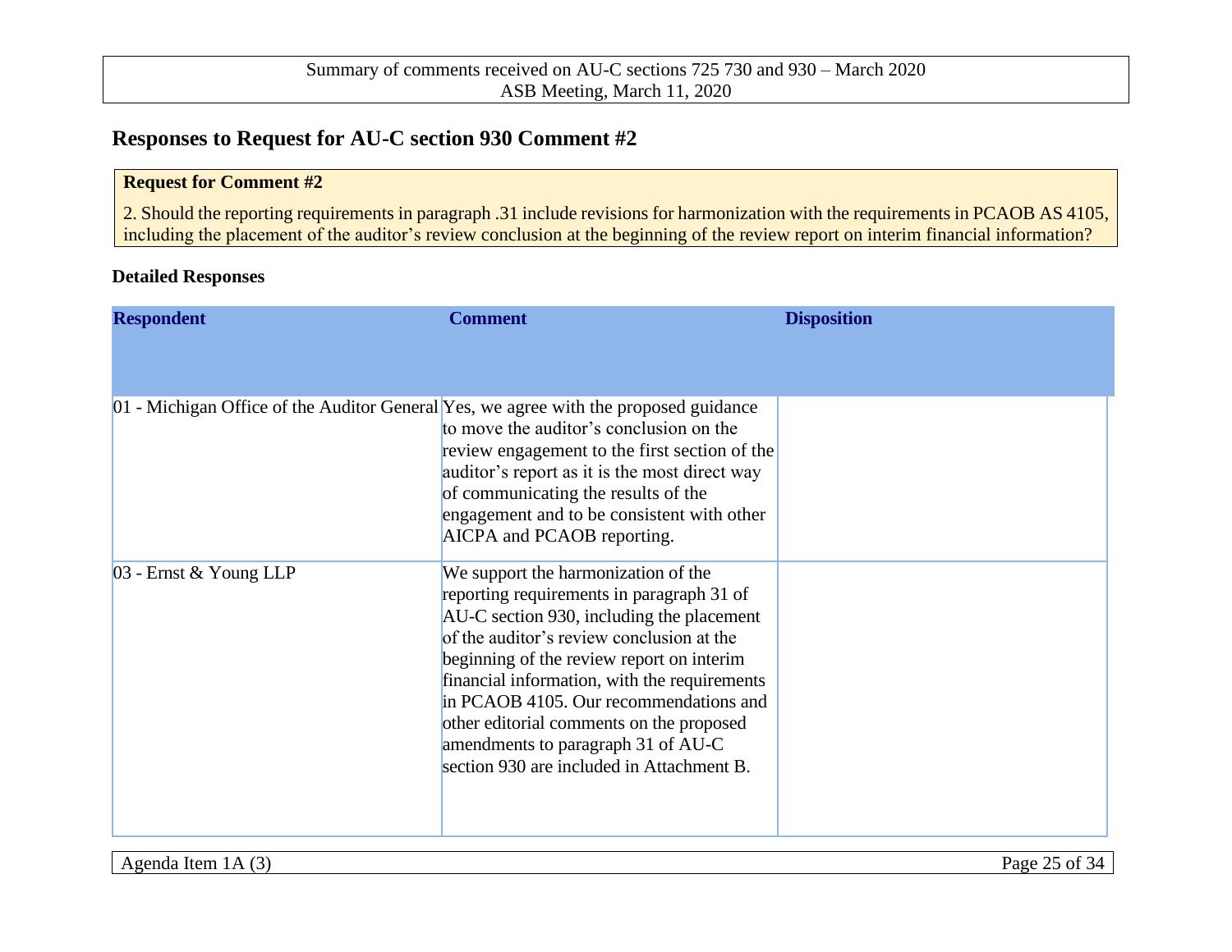## Responses to Request for AU-C section 930 Comment #2

**Request for Comment #2**

2. Should the reporting requirements in paragraph .31 include revisions for harmonization with the requirements in PCAOB AS 4105, including the placement of the auditor's review conclusion at the beginning of the review report on interim financial information?

**Detailed Responses**

| Respondent | Comment | Disposition |
|---|---|---|
| 01 - Michigan Office of the Auditor General | Yes, we agree with the proposed guidance to move the auditor's conclusion on the review engagement to the first section of the auditor's report as it is the most direct way of communicating the results of the engagement and to be consistent with other AICPA and PCAOB reporting. | |
| 03 - Ernst & Young LLP | We support the harmonization of the reporting requirements in paragraph 31 of AU-C section 930, including the placement of the auditor's review conclusion at the beginning of the review report on interim financial information, with the requirements in PCAOB 4105. Our recommendations and other editorial comments on the proposed amendments to paragraph 31 of AU-C section 930 are included in Attachment B. | |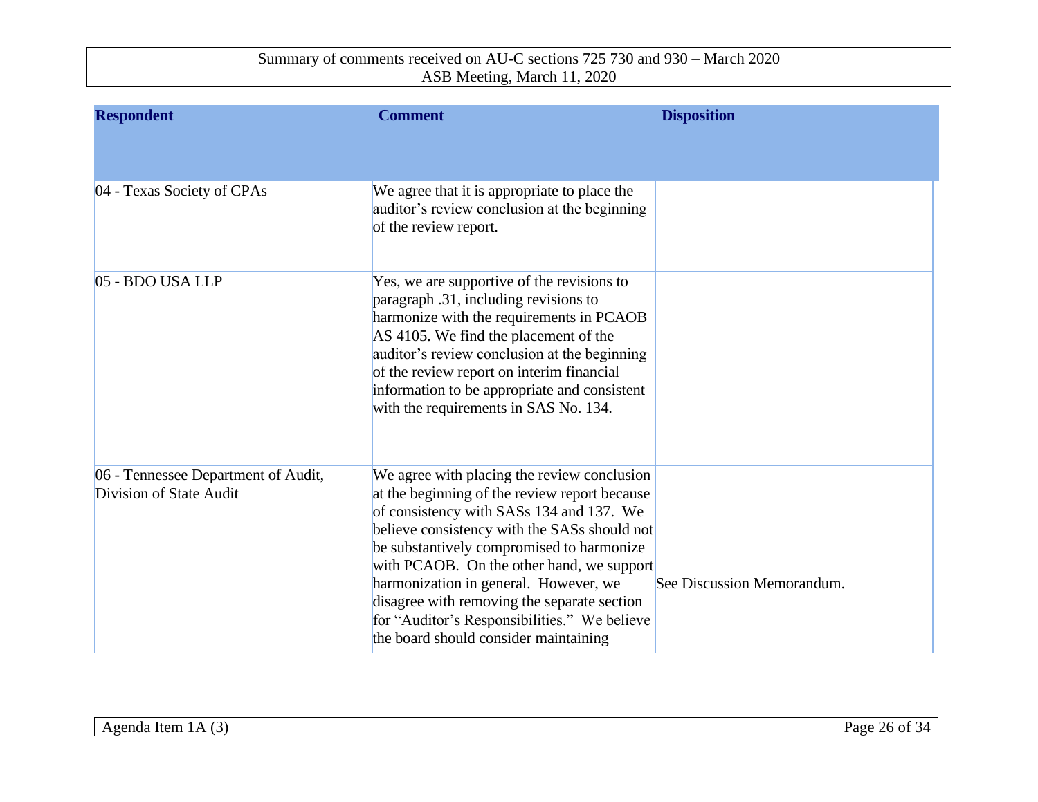| Respondent | Comment | Disposition |
|---|---|---|
| 04 - Texas Society of CPAs | We agree that it is appropriate to place the auditor's review conclusion at the beginning of the review report. | |
| 05 - BDO USA LLP | Yes, we are supportive of the revisions to paragraph .31, including revisions to harmonize with the requirements in PCAOB AS 4105. We find the placement of the auditor's review conclusion at the beginning of the review report on interim financial information to be appropriate and consistent with the requirements in SAS No. 134. | |
| 06 - Tennessee Department of Audit, Division of State Audit | We agree with placing the review conclusion at the beginning of the review report because of consistency with SASs 134 and 137. We believe consistency with the SASs should not be substantively compromised to harmonize with PCAOB. On the other hand, we support harmonization in general. However, we disagree with removing the separate section for "Auditor's Responsibilities." We believe the board should consider maintaining | See Discussion Memorandum. |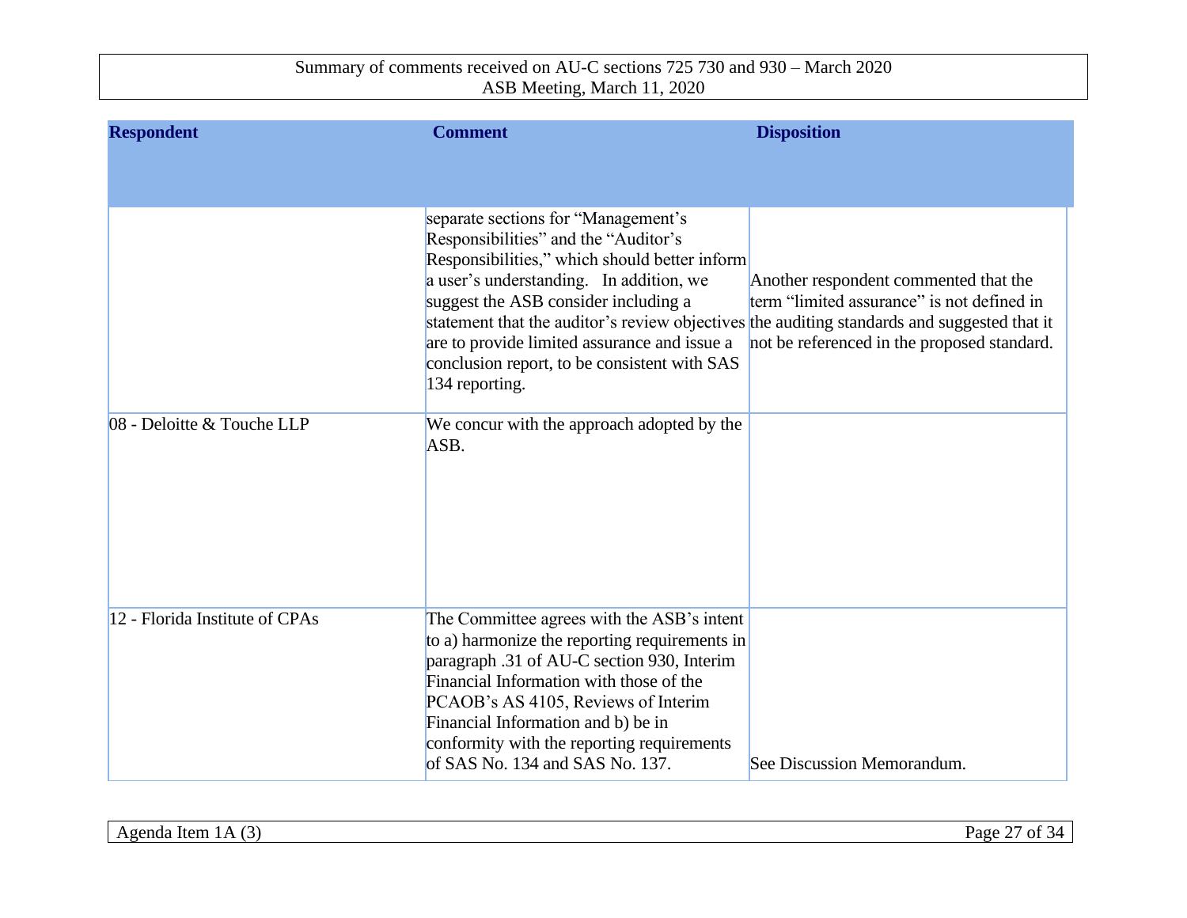| Respondent | Comment | Disposition |
|---|---|---|
| | separate sections for "Management's Responsibilities" and the "Auditor's Responsibilities," which should better inform a user's understanding. In addition, we suggest the ASB consider including a statement that the auditor's review objectives are to provide limited assurance and issue a conclusion report, to be consistent with SAS 134 reporting. | Another respondent commented that the term "limited assurance" is not defined in the auditing standards and suggested that it not be referenced in the proposed standard. |
| 08 - Deloitte & Touche LLP | We concur with the approach adopted by the ASB. | |
| 12 - Florida Institute of CPAs | The Committee agrees with the ASB's intent to a) harmonize the reporting requirements in paragraph .31 of AU-C section 930, Interim Financial Information with those of the PCAOB's AS 4105, Reviews of Interim Financial Information and b) be in conformity with the reporting requirements of SAS No. 134 and SAS No. 137. | See Discussion Memorandum. |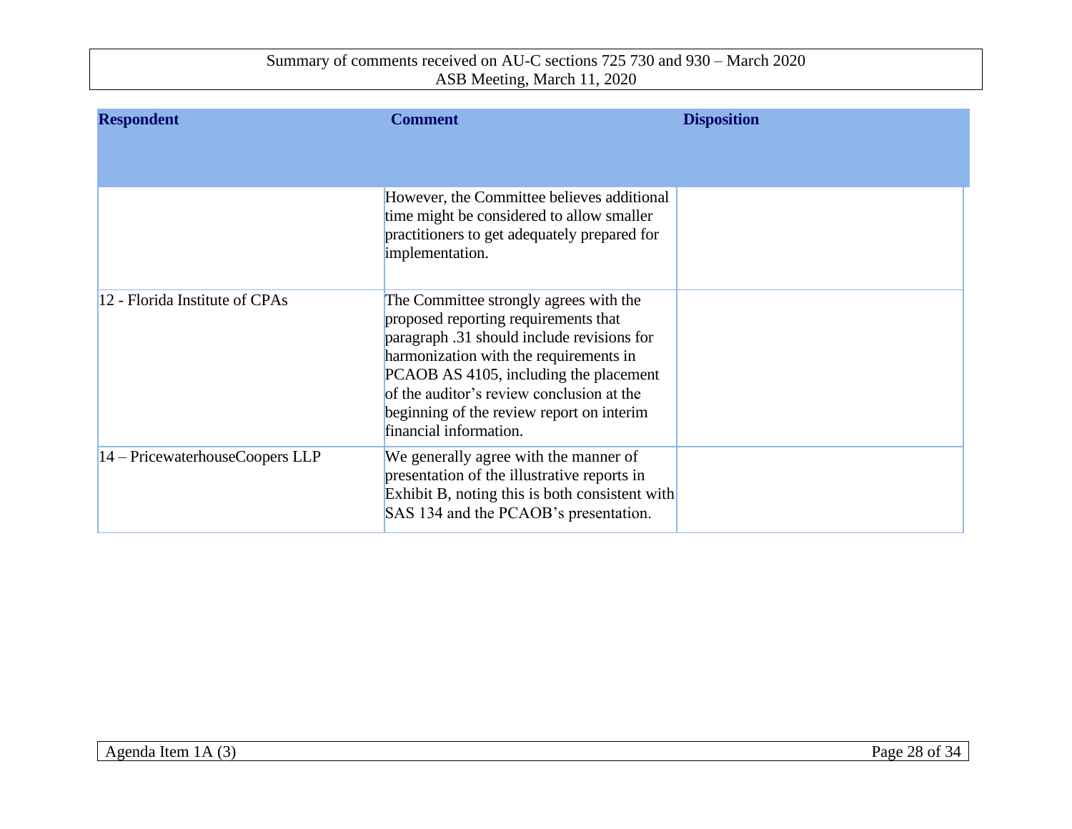| Respondent | Comment | Disposition |
|---|---|---|
| | However, the Committee believes additional time might be considered to allow smaller practitioners to get adequately prepared for implementation. | |
| 12 - Florida Institute of CPAs | The Committee strongly agrees with the proposed reporting requirements that paragraph .31 should include revisions for harmonization with the requirements in PCAOB AS 4105, including the placement of the auditor's review conclusion at the beginning of the review report on interim financial information. | |
| 14 – PricewaterhouseCoopers LLP | We generally agree with the manner of presentation of the illustrative reports in Exhibit B, noting this is both consistent with SAS 134 and the PCAOB's presentation. | |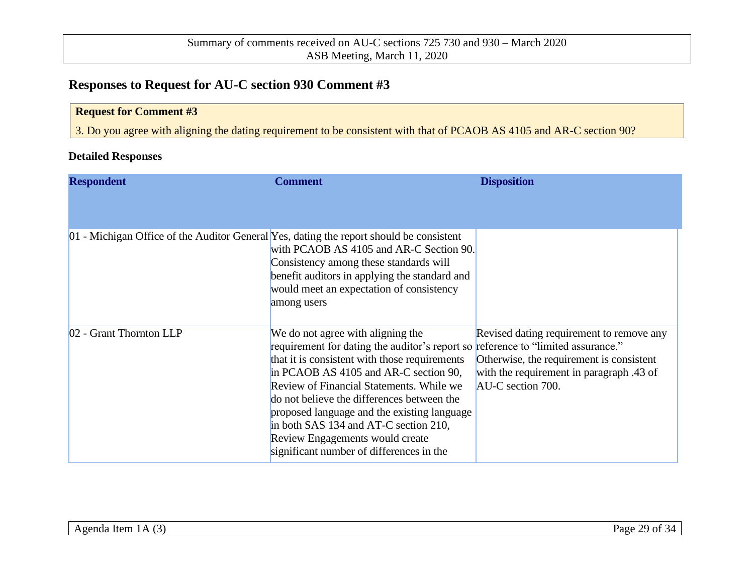## Responses to Request for AU-C section 930 Comment #3

**Request for Comment #3**

3. Do you agree with aligning the dating requirement to be consistent with that of PCAOB AS 4105 and AR-C section 90?

**Detailed Responses**

| Respondent | Comment | Disposition |
|---|---|---|
| 01 - Michigan Office of the Auditor General | Yes, dating the report should be consistent with PCAOB AS 4105 and AR-C Section 90. Consistency among these standards will benefit auditors in applying the standard and would meet an expectation of consistency among users | |
| 02 - Grant Thornton LLP | We do not agree with aligning the requirement for dating the auditor's report so that it is consistent with those requirements in PCAOB AS 4105 and AR-C section 90, Review of Financial Statements. While we do not believe the differences between the proposed language and the existing language in both SAS 134 and AT-C section 210, Review Engagements would create significant number of differences in the | Revised dating requirement to remove any reference to "limited assurance." Otherwise, the requirement is consistent with the requirement in paragraph .43 of AU-C section 700. |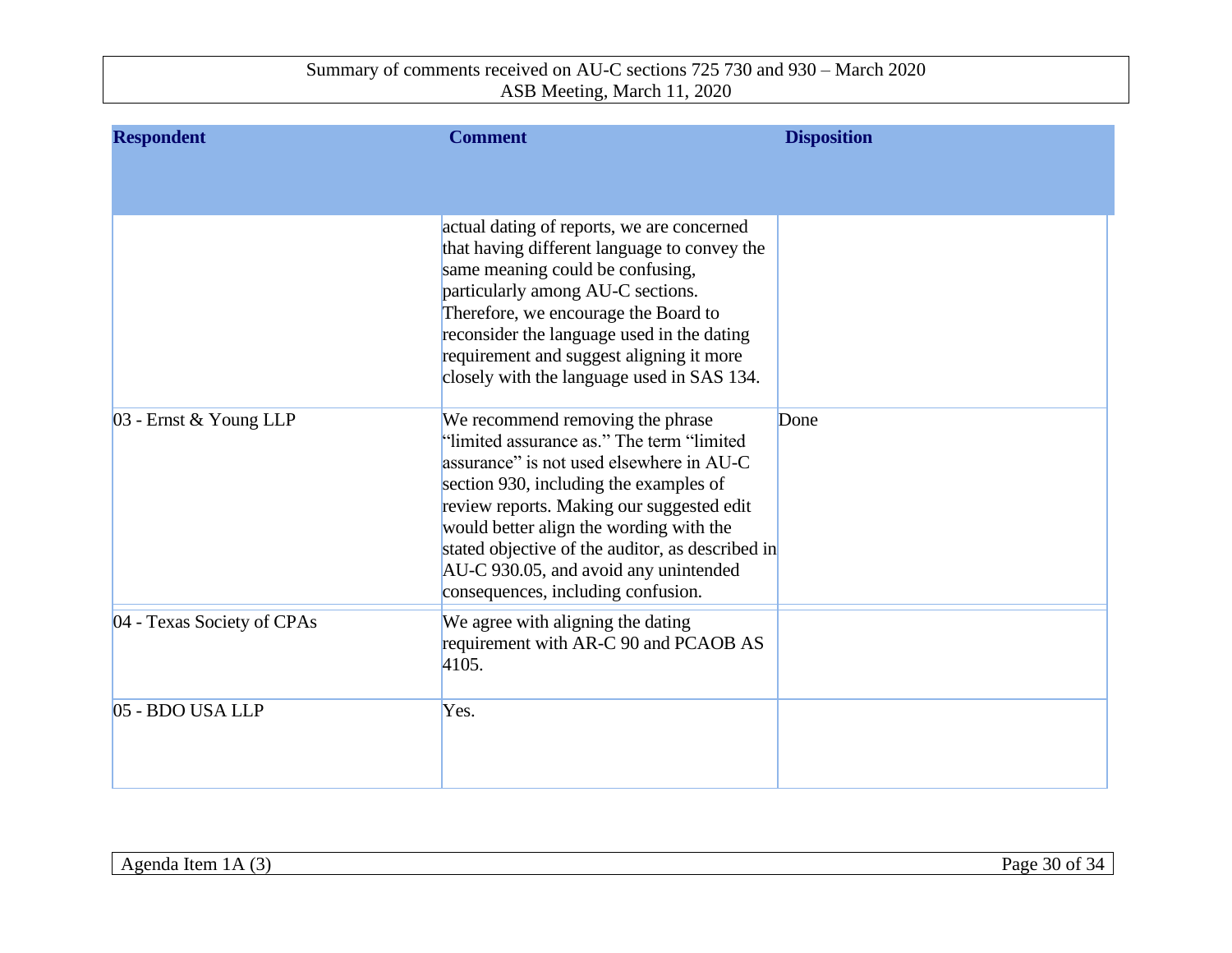| Respondent | Comment | Disposition |
|---|---|---|
| | actual dating of reports, we are concerned that having different language to convey the same meaning could be confusing, particularly among AU-C sections. Therefore, we encourage the Board to reconsider the language used in the dating requirement and suggest aligning it more closely with the language used in SAS 134. | |
| 03 - Ernst & Young LLP | We recommend removing the phrase "limited assurance as." The term "limited assurance" is not used elsewhere in AU-C section 930, including the examples of review reports. Making our suggested edit would better align the wording with the stated objective of the auditor, as described in AU-C 930.05, and avoid any unintended consequences, including confusion. | Done |
| 04 - Texas Society of CPAs | We agree with aligning the dating requirement with AR-C 90 and PCAOB AS 4105. | |
| 05 - BDO USA LLP | Yes. | |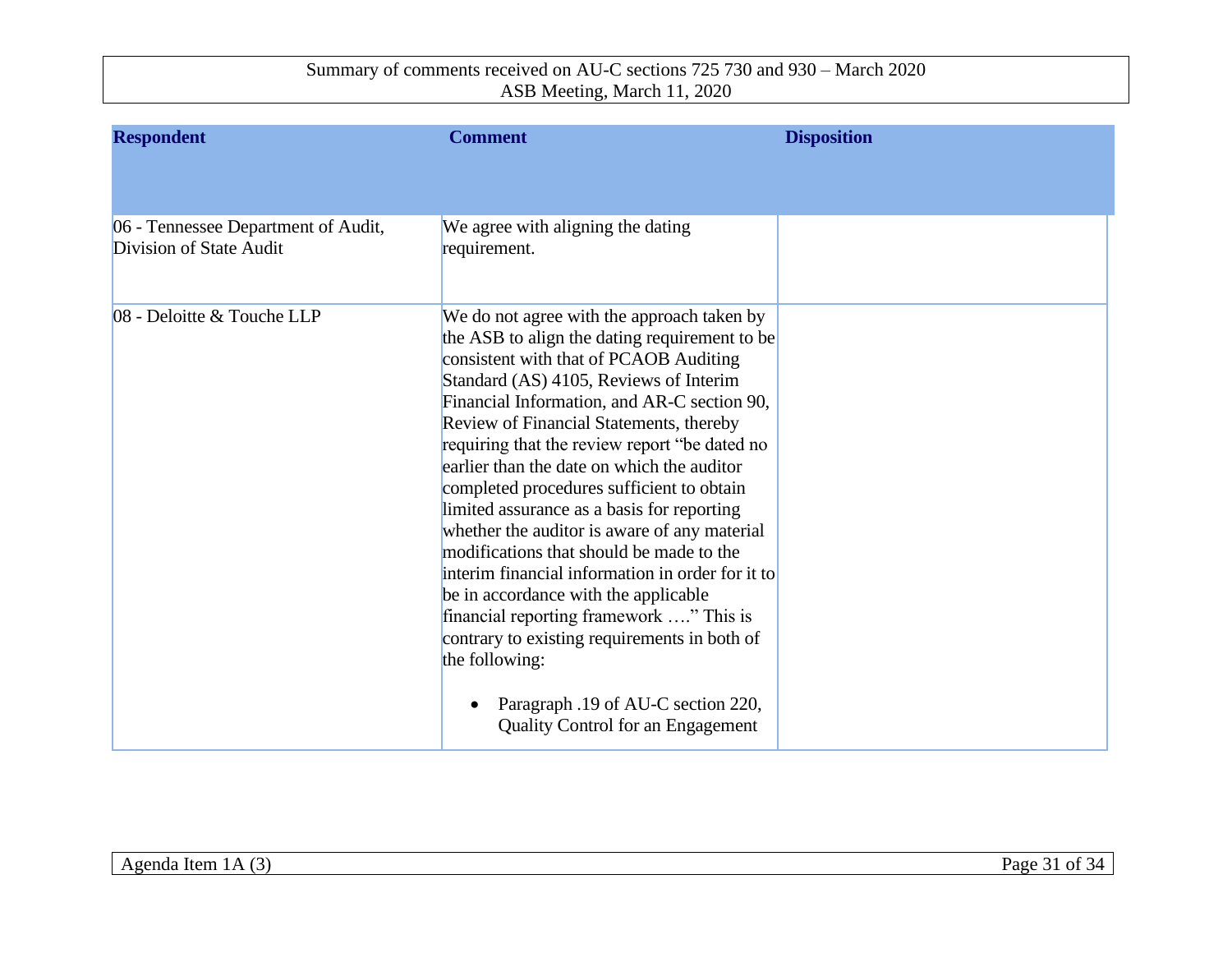| Respondent | Comment | Disposition |
|---|---|---|
| 06 - Tennessee Department of Audit, Division of State Audit | We agree with aligning the dating requirement. | |
| 08 - Deloitte & Touche LLP | We do not agree with the approach taken by the ASB to align the dating requirement to be consistent with that of PCAOB Auditing Standard (AS) 4105, Reviews of Interim Financial Information, and AR-C section 90, Review of Financial Statements, thereby requiring that the review report "be dated no earlier than the date on which the auditor completed procedures sufficient to obtain limited assurance as a basis for reporting whether the auditor is aware of any material modifications that should be made to the interim financial information in order for it to be in accordance with the applicable financial reporting framework …." This is contrary to existing requirements in both of the following:<br><br>• Paragraph .19 of AU-C section 220, Quality Control for an Engagement | |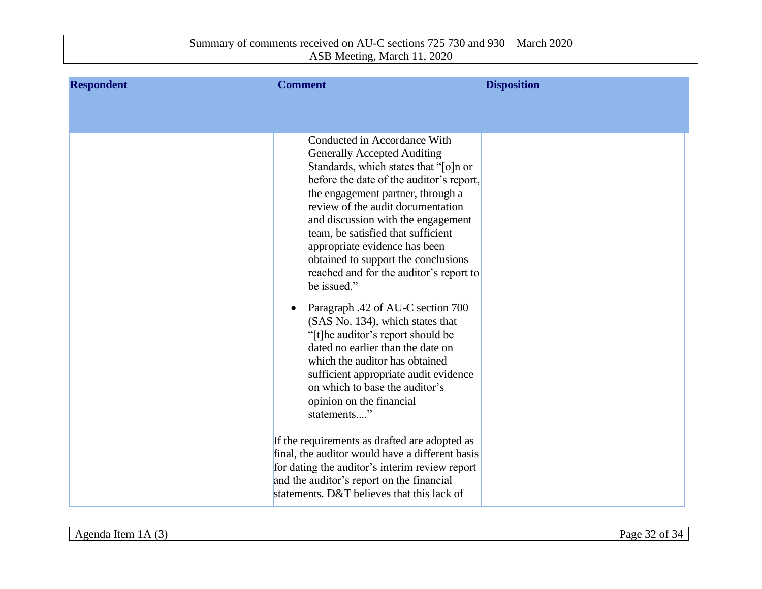| Respondent | Comment | Disposition |
|---|---|---|
| | Conducted in Accordance With Generally Accepted Auditing Standards, which states that "[o]n or before the date of the auditor's report, the engagement partner, through a review of the audit documentation and discussion with the engagement team, be satisfied that sufficient appropriate evidence has been obtained to support the conclusions reached and for the auditor's report to be issued." | |
| | • Paragraph .42 of AU-C section 700 (SAS No. 134), which states that "[t]he auditor's report should be dated no earlier than the date on which the auditor has obtained sufficient appropriate audit evidence on which to base the auditor's opinion on the financial statements...." <br><br> If the requirements as drafted are adopted as final, the auditor would have a different basis for dating the auditor's interim review report and the auditor's report on the financial statements. D&T believes that this lack of | |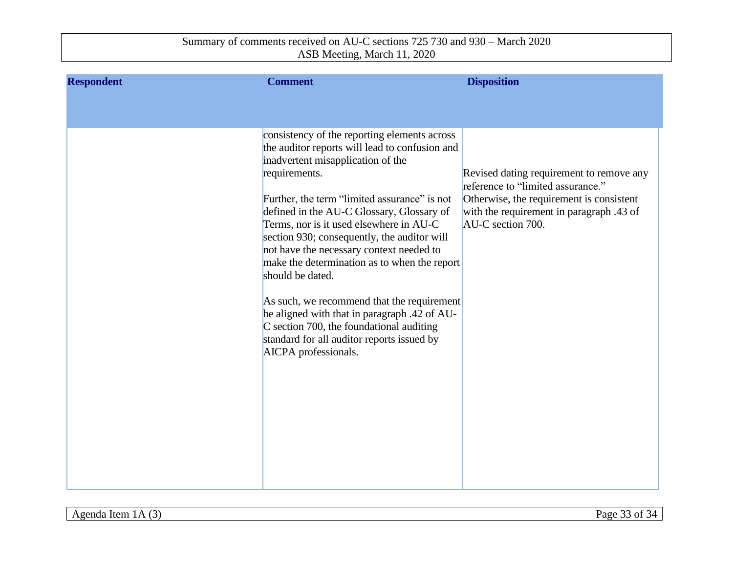| Respondent | Comment | Disposition |
|---|---|---|
| | consistency of the reporting elements across the auditor reports will lead to confusion and inadvertent misapplication of the requirements.<br><br>Further, the term "limited assurance" is not defined in the AU-C Glossary, Glossary of Terms, nor is it used elsewhere in AU-C section 930; consequently, the auditor will not have the necessary context needed to make the determination as to when the report should be dated.<br><br>As such, we recommend that the requirement be aligned with that in paragraph .42 of AU-C section 700, the foundational auditing standard for all auditor reports issued by AICPA professionals. | Revised dating requirement to remove any reference to "limited assurance." Otherwise, the requirement is consistent with the requirement in paragraph .43 of AU-C section 700. |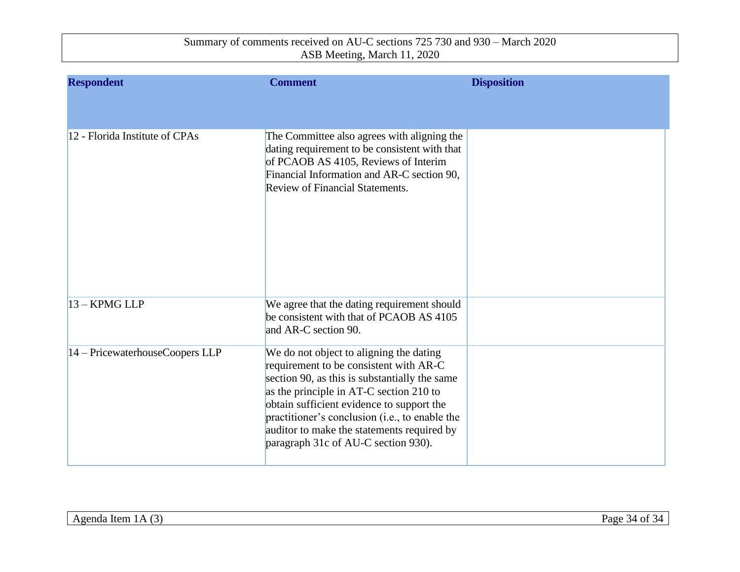| Respondent | Comment | Disposition |
| --- | --- | --- |
| 12 - Florida Institute of CPAs | The Committee also agrees with aligning the dating requirement to be consistent with that of PCAOB AS 4105, Reviews of Interim Financial Information and AR-C section 90, Review of Financial Statements. | |
| 13 – KPMG LLP | We agree that the dating requirement should be consistent with that of PCAOB AS 4105 and AR-C section 90. | |
| 14 – PricewaterhouseCoopers LLP | We do not object to aligning the dating requirement to be consistent with AR-C section 90, as this is substantially the same as the principle in AT-C section 210 to obtain sufficient evidence to support the practitioner's conclusion (i.e., to enable the auditor to make the statements required by paragraph 31c of AU-C section 930). | |